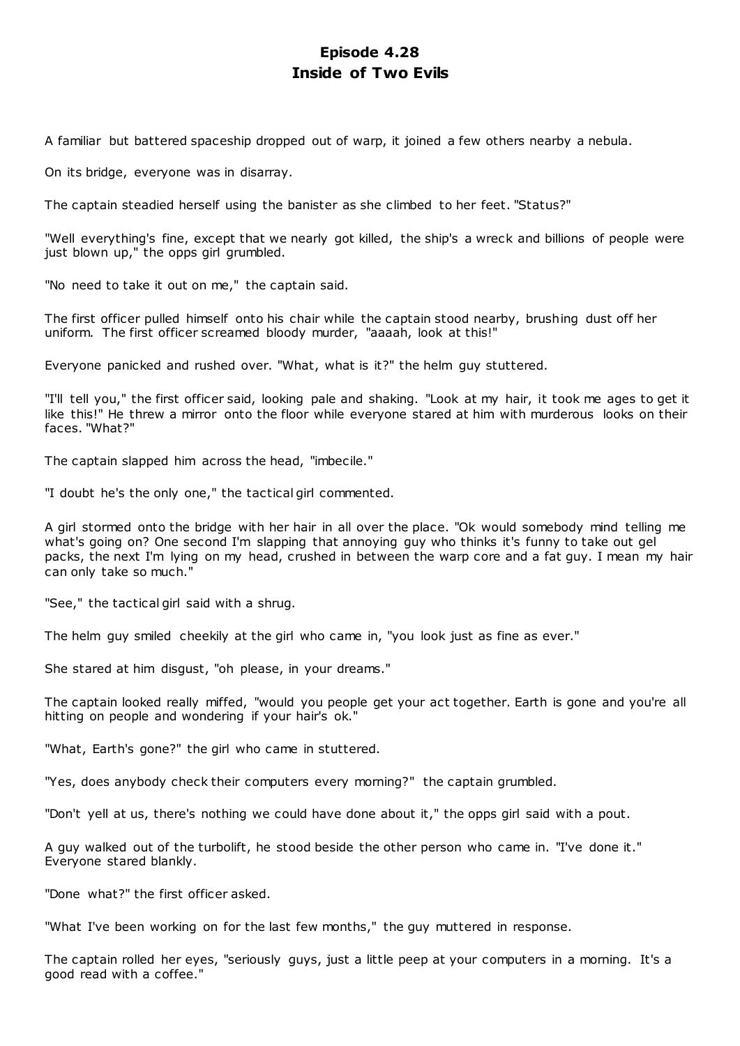# Episode 4.28
# Inside of Two Evils

A familiar but battered spaceship dropped out of warp, it joined a few others nearby a nebula.

On its bridge, everyone was in disarray.

The captain steadied herself using the banister as she climbed to her feet. "Status?"

"Well everything's fine, except that we nearly got killed, the ship's a wreck and billions of people were just blown up," the opps girl grumbled.

"No need to take it out on me," the captain said.

The first officer pulled himself onto his chair while the captain stood nearby, brushing dust off her uniform. The first officer screamed bloody murder, "aaaah, look at this!"

Everyone panicked and rushed over. "What, what is it?" the helm guy stuttered.

"I'll tell you," the first officer said, looking pale and shaking. "Look at my hair, it took me ages to get it like this!" He threw a mirror onto the floor while everyone stared at him with murderous looks on their faces. "What?"

The captain slapped him across the head, "imbecile."

"I doubt he's the only one," the tactical girl commented.

A girl stormed onto the bridge with her hair in all over the place. "Ok would somebody mind telling me what's going on? One second I'm slapping that annoying guy who thinks it's funny to take out gel packs, the next I'm lying on my head, crushed in between the warp core and a fat guy. I mean my hair can only take so much."

"See," the tactical girl said with a shrug.

The helm guy smiled cheekily at the girl who came in, "you look just as fine as ever."

She stared at him disgust, "oh please, in your dreams."

The captain looked really miffed, "would you people get your act together. Earth is gone and you're all hitting on people and wondering if your hair's ok."

"What, Earth's gone?" the girl who came in stuttered.

"Yes, does anybody check their computers every morning?" the captain grumbled.

"Don't yell at us, there's nothing we could have done about it," the opps girl said with a pout.

A guy walked out of the turbolift, he stood beside the other person who came in. "I've done it." Everyone stared blankly.

"Done what?" the first officer asked.

"What I've been working on for the last few months," the guy muttered in response.

The captain rolled her eyes, "seriously guys, just a little peep at your computers in a morning. It's a good read with a coffee."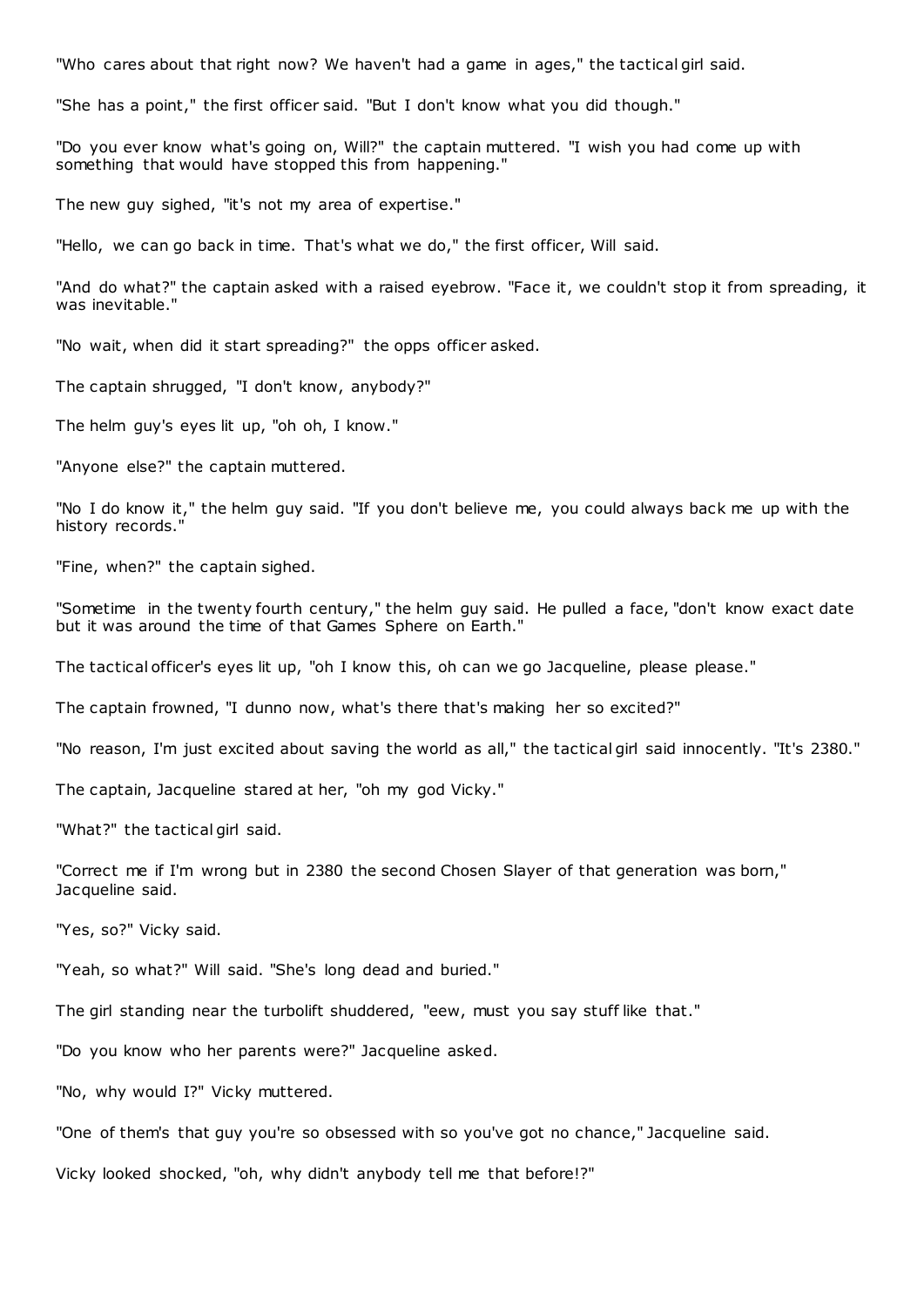"Who cares about that right now? We haven't had a game in ages," the tactical girl said.

"She has a point," the first officer said. "But I don't know what you did though."

"Do you ever know what's going on, Will?" the captain muttered. "I wish you had come up with something that would have stopped this from happening."

The new guy sighed, "it's not my area of expertise."

"Hello, we can go back in time. That's what we do," the first officer, Will said.

"And do what?" the captain asked with a raised eyebrow. "Face it, we couldn't stop it from spreading, it was inevitable."

"No wait, when did it start spreading?" the opps officer asked.

The captain shrugged, "I don't know, anybody?"

The helm guy's eyes lit up, "oh oh, I know."

"Anyone else?" the captain muttered.

"No I do know it," the helm guy said. "If you don't believe me, you could always back me up with the history records."

"Fine, when?" the captain sighed.

"Sometime in the twenty fourth century," the helm guy said. He pulled a face, "don't know exact date but it was around the time of that Games Sphere on Earth."

The tactical officer's eyes lit up, "oh I know this, oh can we go Jacqueline, please please."

The captain frowned, "I dunno now, what's there that's making her so excited?"

"No reason, I'm just excited about saving the world as all," the tactical girl said innocently. "It's 2380."

The captain, Jacqueline stared at her, "oh my god Vicky."

"What?" the tactical girl said.

"Correct me if I'm wrong but in 2380 the second Chosen Slayer of that generation was born," Jacqueline said.

"Yes, so?" Vicky said.

"Yeah, so what?" Will said. "She's long dead and buried."

The girl standing near the turbolift shuddered, "eew, must you say stuff like that."

"Do you know who her parents were?" Jacqueline asked.

"No, why would I?" Vicky muttered.

"One of them's that guy you're so obsessed with so you've got no chance," Jacqueline said.

Vicky looked shocked, "oh, why didn't anybody tell me that before!?"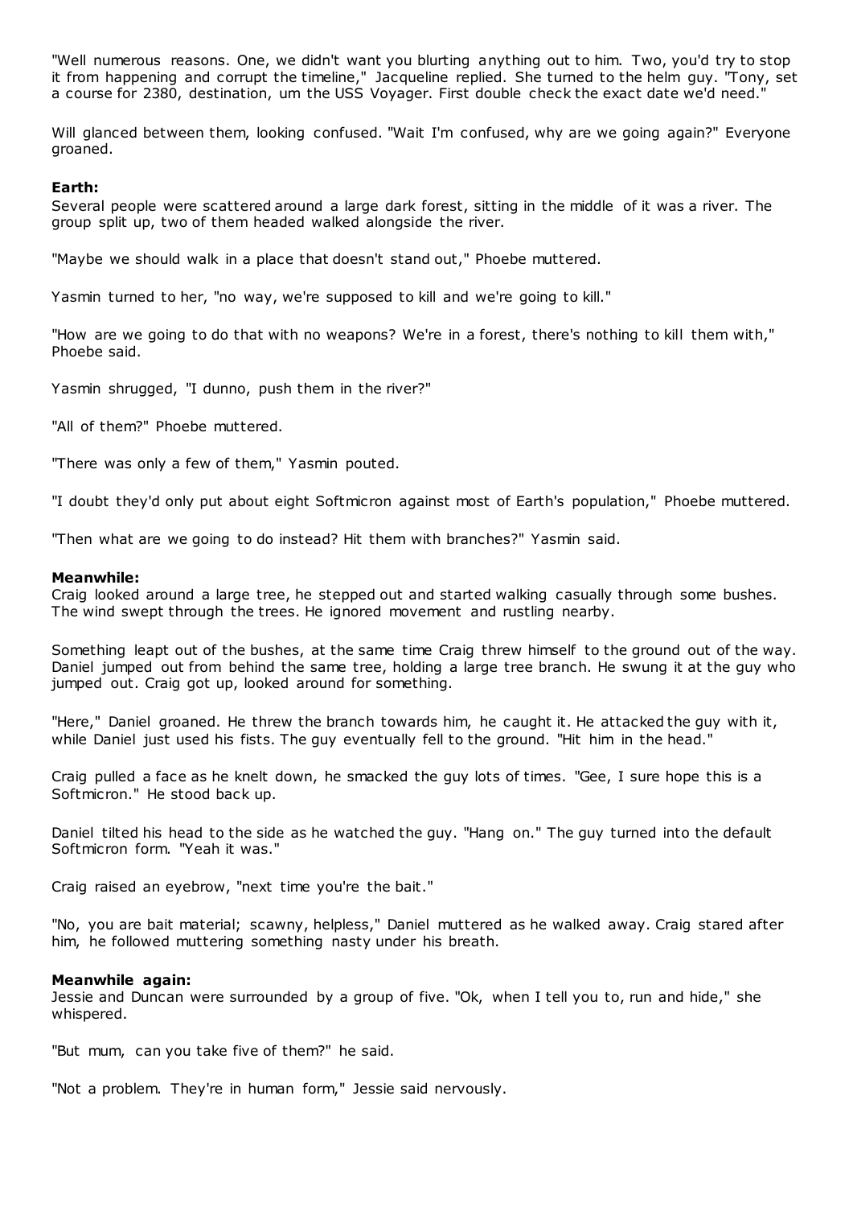"Well numerous reasons. One, we didn't want you blurting anything out to him. Two, you'd try to stop it from happening and corrupt the timeline," Jacqueline replied. She turned to the helm guy. "Tony, set a course for 2380, destination, um the USS Voyager. First double check the exact date we'd need."

Will glanced between them, looking confused. "Wait I'm confused, why are we going again?" Everyone groaned.

**Earth:**
Several people were scattered around a large dark forest, sitting in the middle of it was a river. The group split up, two of them headed walked alongside the river.

"Maybe we should walk in a place that doesn't stand out," Phoebe muttered.

Yasmin turned to her, "no way, we're supposed to kill and we're going to kill."

"How are we going to do that with no weapons? We're in a forest, there's nothing to kill them with," Phoebe said.

Yasmin shrugged, "I dunno, push them in the river?"

"All of them?" Phoebe muttered.

"There was only a few of them," Yasmin pouted.

"I doubt they'd only put about eight Softmicron against most of Earth's population," Phoebe muttered.

"Then what are we going to do instead? Hit them with branches?" Yasmin said.

**Meanwhile:**
Craig looked around a large tree, he stepped out and started walking casually through some bushes. The wind swept through the trees. He ignored movement and rustling nearby.

Something leapt out of the bushes, at the same time Craig threw himself to the ground out of the way. Daniel jumped out from behind the same tree, holding a large tree branch. He swung it at the guy who jumped out. Craig got up, looked around for something.

"Here," Daniel groaned. He threw the branch towards him, he caught it. He attacked the guy with it, while Daniel just used his fists. The guy eventually fell to the ground. "Hit him in the head."

Craig pulled a face as he knelt down, he smacked the guy lots of times. "Gee, I sure hope this is a Softmicron." He stood back up.

Daniel tilted his head to the side as he watched the guy. "Hang on." The guy turned into the default Softmicron form. "Yeah it was."

Craig raised an eyebrow, "next time you're the bait."

"No, you are bait material; scawny, helpless," Daniel muttered as he walked away. Craig stared after him, he followed muttering something nasty under his breath.

**Meanwhile again:**
Jessie and Duncan were surrounded by a group of five. "Ok, when I tell you to, run and hide," she whispered.

"But mum, can you take five of them?" he said.

"Not a problem. They're in human form," Jessie said nervously.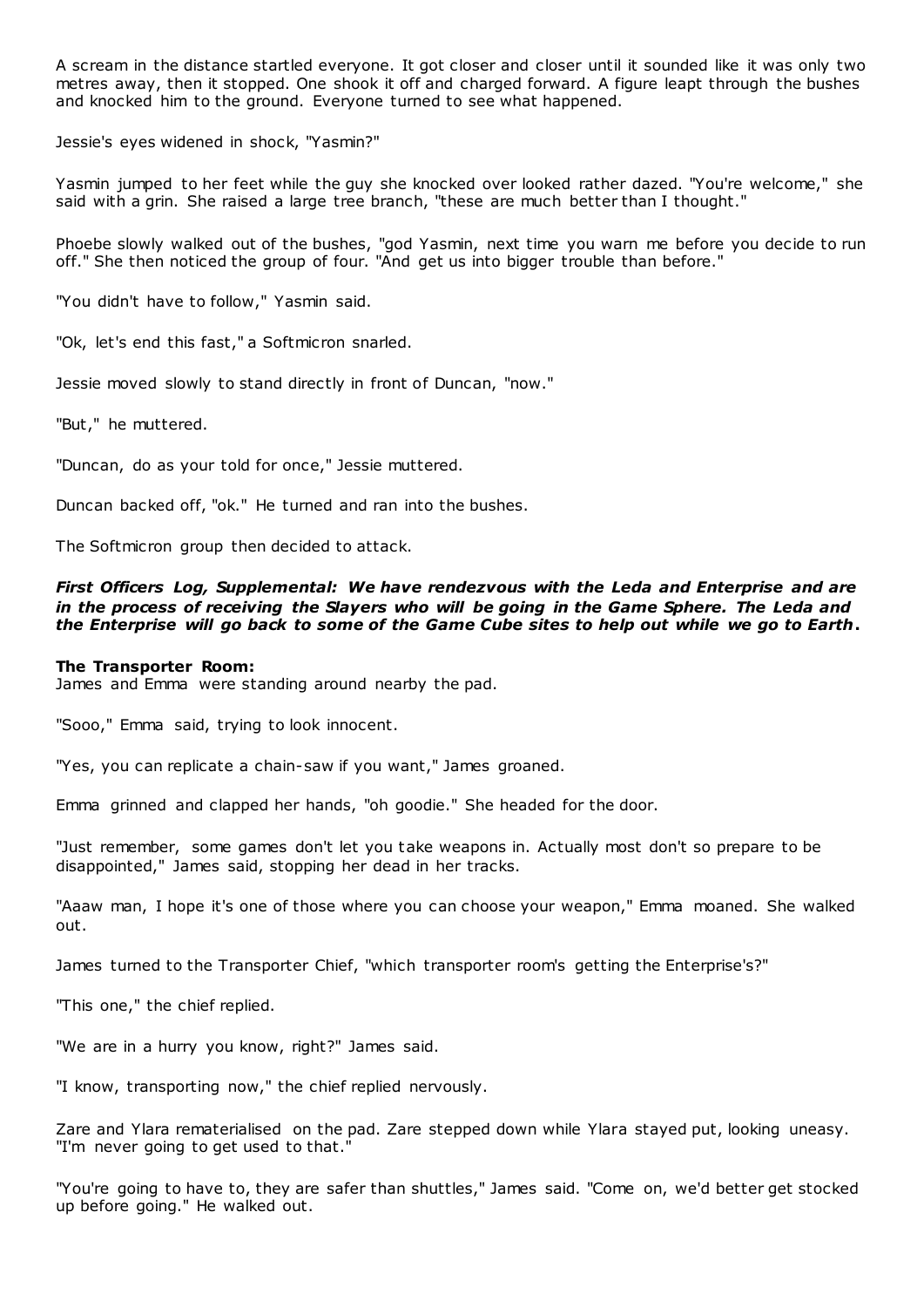A scream in the distance startled everyone. It got closer and closer until it sounded like it was only two metres away, then it stopped. One shook it off and charged forward. A figure leapt through the bushes and knocked him to the ground. Everyone turned to see what happened.

Jessie's eyes widened in shock, "Yasmin?"

Yasmin jumped to her feet while the guy she knocked over looked rather dazed. "You're welcome," she said with a grin. She raised a large tree branch, "these are much better than I thought."

Phoebe slowly walked out of the bushes, "god Yasmin, next time you warn me before you decide to run off." She then noticed the group of four. "And get us into bigger trouble than before."

"You didn't have to follow," Yasmin said.

"Ok, let's end this fast," a Softmicron snarled.

Jessie moved slowly to stand directly in front of Duncan, "now."

"But," he muttered.

"Duncan, do as your told for once," Jessie muttered.

Duncan backed off, "ok." He turned and ran into the bushes.

The Softmicron group then decided to attack.

***First Officers Log, Supplemental: We have rendezvous with the Leda and Enterprise and are in the process of receiving the Slayers who will be going in the Game Sphere. The Leda and the Enterprise will go back to some of the Game Cube sites to help out while we go to Earth.***

**The Transporter Room:**
James and Emma were standing around nearby the pad.

"Sooo," Emma said, trying to look innocent.

"Yes, you can replicate a chain-saw if you want," James groaned.

Emma grinned and clapped her hands, "oh goodie." She headed for the door.

"Just remember, some games don't let you take weapons in. Actually most don't so prepare to be disappointed," James said, stopping her dead in her tracks.

"Aaaw man, I hope it's one of those where you can choose your weapon," Emma moaned. She walked out.

James turned to the Transporter Chief, "which transporter room's getting the Enterprise's?"

"This one," the chief replied.

"We are in a hurry you know, right?" James said.

"I know, transporting now," the chief replied nervously.

Zare and Ylara rematerialised on the pad. Zare stepped down while Ylara stayed put, looking uneasy. "I'm never going to get used to that."

"You're going to have to, they are safer than shuttles," James said. "Come on, we'd better get stocked up before going." He walked out.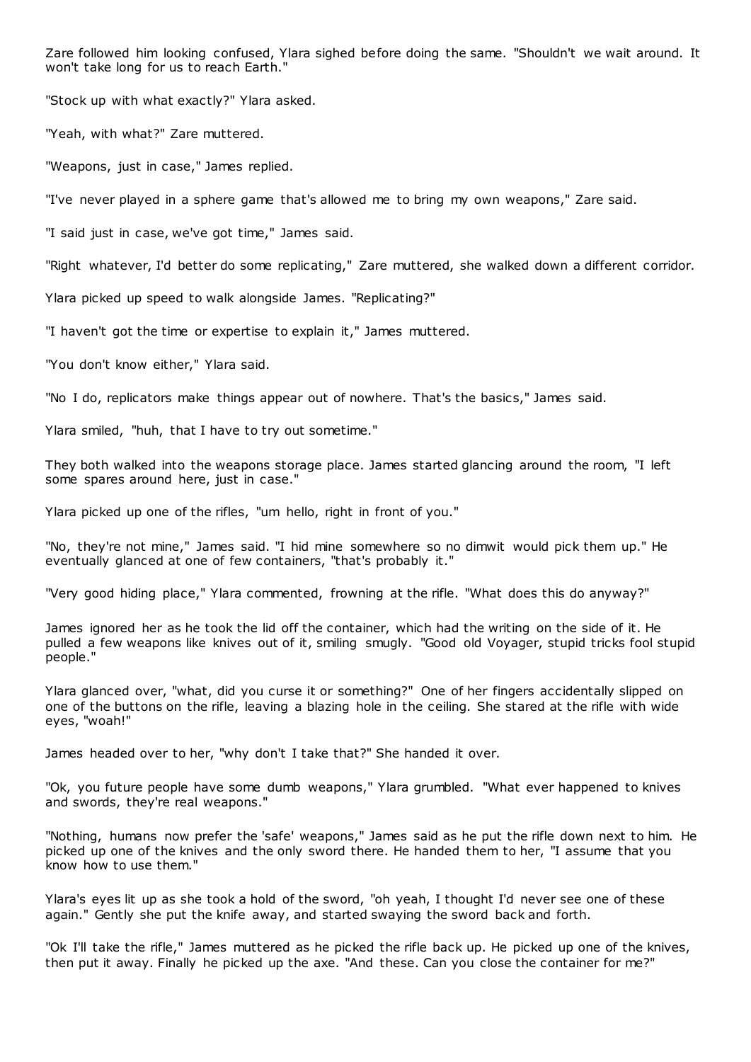Zare followed him looking confused, Ylara sighed before doing the same. "Shouldn't we wait around. It won't take long for us to reach Earth."

"Stock up with what exactly?" Ylara asked.

"Yeah, with what?" Zare muttered.

"Weapons, just in case," James replied.

"I've never played in a sphere game that's allowed me to bring my own weapons," Zare said.

"I said just in case, we've got time," James said.

"Right whatever, I'd better do some replicating," Zare muttered, she walked down a different corridor.

Ylara picked up speed to walk alongside James. "Replicating?"

"I haven't got the time or expertise to explain it," James muttered.

"You don't know either," Ylara said.

"No I do, replicators make things appear out of nowhere. That's the basics," James said.

Ylara smiled, "huh, that I have to try out sometime."

They both walked into the weapons storage place. James started glancing around the room, "I left some spares around here, just in case."

Ylara picked up one of the rifles, "um hello, right in front of you."

"No, they're not mine," James said. "I hid mine somewhere so no dimwit would pick them up." He eventually glanced at one of few containers, "that's probably it."

"Very good hiding place," Ylara commented, frowning at the rifle. "What does this do anyway?"

James ignored her as he took the lid off the container, which had the writing on the side of it. He pulled a few weapons like knives out of it, smiling smugly. "Good old Voyager, stupid tricks fool stupid people."

Ylara glanced over, "what, did you curse it or something?" One of her fingers accidentally slipped on one of the buttons on the rifle, leaving a blazing hole in the ceiling. She stared at the rifle with wide eyes, "woah!"

James headed over to her, "why don't I take that?" She handed it over.

"Ok, you future people have some dumb weapons," Ylara grumbled. "What ever happened to knives and swords, they're real weapons."

"Nothing, humans now prefer the 'safe' weapons," James said as he put the rifle down next to him. He picked up one of the knives and the only sword there. He handed them to her, "I assume that you know how to use them."

Ylara's eyes lit up as she took a hold of the sword, "oh yeah, I thought I'd never see one of these again." Gently she put the knife away, and started swaying the sword back and forth.

"Ok I'll take the rifle," James muttered as he picked the rifle back up. He picked up one of the knives, then put it away. Finally he picked up the axe. "And these. Can you close the container for me?"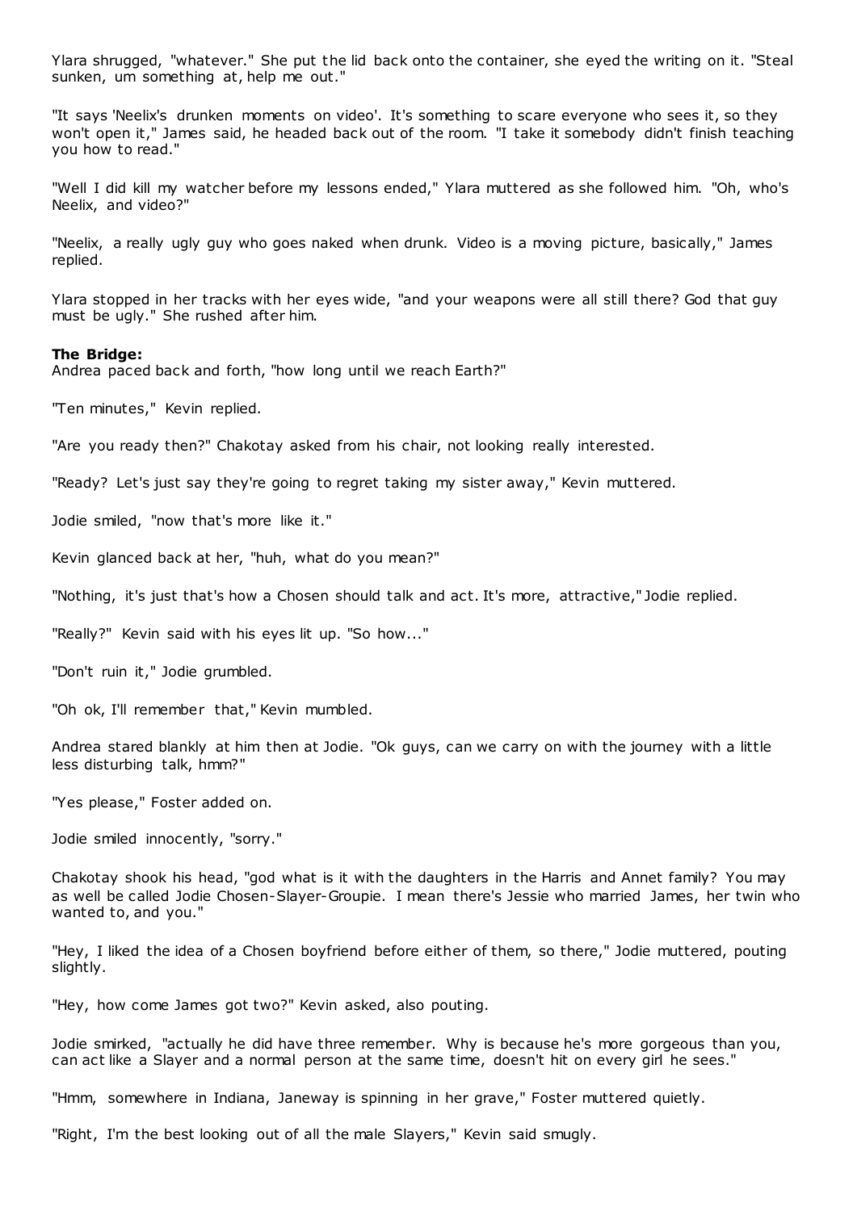Ylara shrugged, "whatever." She put the lid back onto the container, she eyed the writing on it. "Steal sunken, um something at, help me out."

"It says 'Neelix's drunken moments on video'. It's something to scare everyone who sees it, so they won't open it," James said, he headed back out of the room. "I take it somebody didn't finish teaching you how to read."

"Well I did kill my watcher before my lessons ended," Ylara muttered as she followed him. "Oh, who's Neelix, and video?"

"Neelix, a really ugly guy who goes naked when drunk. Video is a moving picture, basically," James replied.

Ylara stopped in her tracks with her eyes wide, "and your weapons were all still there? God that guy must be ugly." She rushed after him.

**The Bridge:**
Andrea paced back and forth, "how long until we reach Earth?"

"Ten minutes," Kevin replied.

"Are you ready then?" Chakotay asked from his chair, not looking really interested.

"Ready? Let's just say they're going to regret taking my sister away," Kevin muttered.

Jodie smiled, "now that's more like it."

Kevin glanced back at her, "huh, what do you mean?"

"Nothing, it's just that's how a Chosen should talk and act. It's more, attractive," Jodie replied.

"Really?" Kevin said with his eyes lit up. "So how..."

"Don't ruin it," Jodie grumbled.

"Oh ok, I'll remember that," Kevin mumbled.

Andrea stared blankly at him then at Jodie. "Ok guys, can we carry on with the journey with a little less disturbing talk, hmm?"

"Yes please," Foster added on.

Jodie smiled innocently, "sorry."

Chakotay shook his head, "god what is it with the daughters in the Harris and Annet family? You may as well be called Jodie Chosen-Slayer-Groupie. I mean there's Jessie who married James, her twin who wanted to, and you."

"Hey, I liked the idea of a Chosen boyfriend before either of them, so there," Jodie muttered, pouting slightly.

"Hey, how come James got two?" Kevin asked, also pouting.

Jodie smirked, "actually he did have three remember. Why is because he's more gorgeous than you, can act like a Slayer and a normal person at the same time, doesn't hit on every girl he sees."

"Hmm, somewhere in Indiana, Janeway is spinning in her grave," Foster muttered quietly.

"Right, I'm the best looking out of all the male Slayers," Kevin said smugly.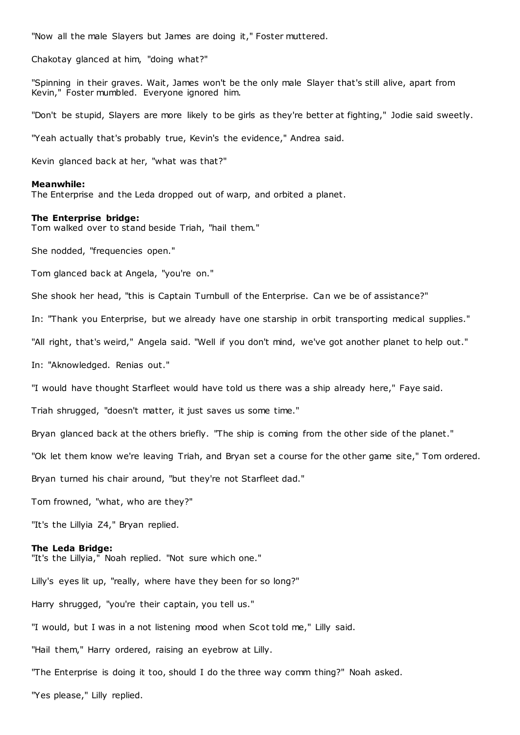"Now all the male Slayers but James are doing it," Foster muttered.

Chakotay glanced at him, "doing what?"

"Spinning in their graves. Wait, James won't be the only male Slayer that's still alive, apart from Kevin," Foster mumbled. Everyone ignored him.

"Don't be stupid, Slayers are more likely to be girls as they're better at fighting," Jodie said sweetly.

"Yeah actually that's probably true, Kevin's the evidence," Andrea said.

Kevin glanced back at her, "what was that?"

**Meanwhile:**
The Enterprise and the Leda dropped out of warp, and orbited a planet.

**The Enterprise bridge:**
Tom walked over to stand beside Triah, "hail them."

She nodded, "frequencies open."

Tom glanced back at Angela, "you're on."

She shook her head, "this is Captain Turnbull of the Enterprise. Can we be of assistance?"

In: "Thank you Enterprise, but we already have one starship in orbit transporting medical supplies."

"All right, that's weird," Angela said. "Well if you don't mind, we've got another planet to help out."

In: "Aknowledged. Renias out."

"I would have thought Starfleet would have told us there was a ship already here," Faye said.

Triah shrugged, "doesn't matter, it just saves us some time."

Bryan glanced back at the others briefly. "The ship is coming from the other side of the planet."

"Ok let them know we're leaving Triah, and Bryan set a course for the other game site," Tom ordered.

Bryan turned his chair around, "but they're not Starfleet dad."

Tom frowned, "what, who are they?"

"It's the Lillyia Z4," Bryan replied.

**The Leda Bridge:**
"It's the Lillyia," Noah replied. "Not sure which one."

Lilly's eyes lit up, "really, where have they been for so long?"

Harry shrugged, "you're their captain, you tell us."

"I would, but I was in a not listening mood when Scot told me," Lilly said.

"Hail them," Harry ordered, raising an eyebrow at Lilly.

"The Enterprise is doing it too, should I do the three way comm thing?" Noah asked.

"Yes please," Lilly replied.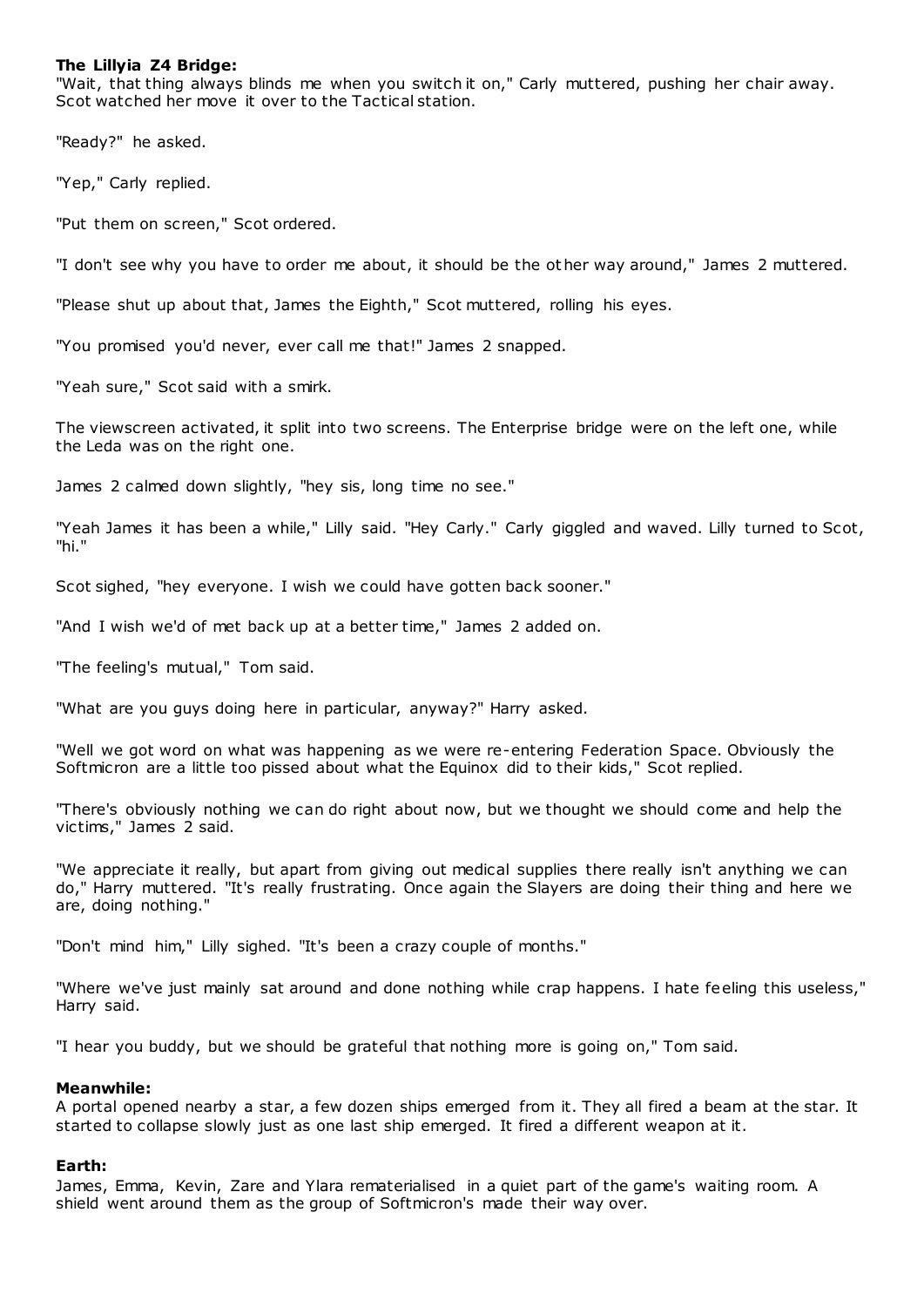**The Lillyia Z4 Bridge:**

"Wait, that thing always blinds me when you switch it on," Carly muttered, pushing her chair away. Scot watched her move it over to the Tactical station.

"Ready?" he asked.

"Yep," Carly replied.

"Put them on screen," Scot ordered.

"I don't see why you have to order me about, it should be the other way around," James 2 muttered.

"Please shut up about that, James the Eighth," Scot muttered, rolling his eyes.

"You promised you'd never, ever call me that!" James 2 snapped.

"Yeah sure," Scot said with a smirk.

The viewscreen activated, it split into two screens. The Enterprise bridge were on the left one, while the Leda was on the right one.

James 2 calmed down slightly, "hey sis, long time no see."

"Yeah James it has been a while," Lilly said. "Hey Carly." Carly giggled and waved. Lilly turned to Scot, "hi."

Scot sighed, "hey everyone. I wish we could have gotten back sooner."

"And I wish we'd of met back up at a better time," James 2 added on.

"The feeling's mutual," Tom said.

"What are you guys doing here in particular, anyway?" Harry asked.

"Well we got word on what was happening as we were re-entering Federation Space. Obviously the Softmicron are a little too pissed about what the Equinox did to their kids," Scot replied.

"There's obviously nothing we can do right about now, but we thought we should come and help the victims," James 2 said.

"We appreciate it really, but apart from giving out medical supplies there really isn't anything we can do," Harry muttered. "It's really frustrating. Once again the Slayers are doing their thing and here we are, doing nothing."

"Don't mind him," Lilly sighed. "It's been a crazy couple of months."

"Where we've just mainly sat around and done nothing while crap happens. I hate feeling this useless," Harry said.

"I hear you buddy, but we should be grateful that nothing more is going on," Tom said.

**Meanwhile:**

A portal opened nearby a star, a few dozen ships emerged from it. They all fired a beam at the star. It started to collapse slowly just as one last ship emerged. It fired a different weapon at it.

**Earth:**

James, Emma, Kevin, Zare and Ylara rematerialised in a quiet part of the game's waiting room. A shield went around them as the group of Softmicron's made their way over.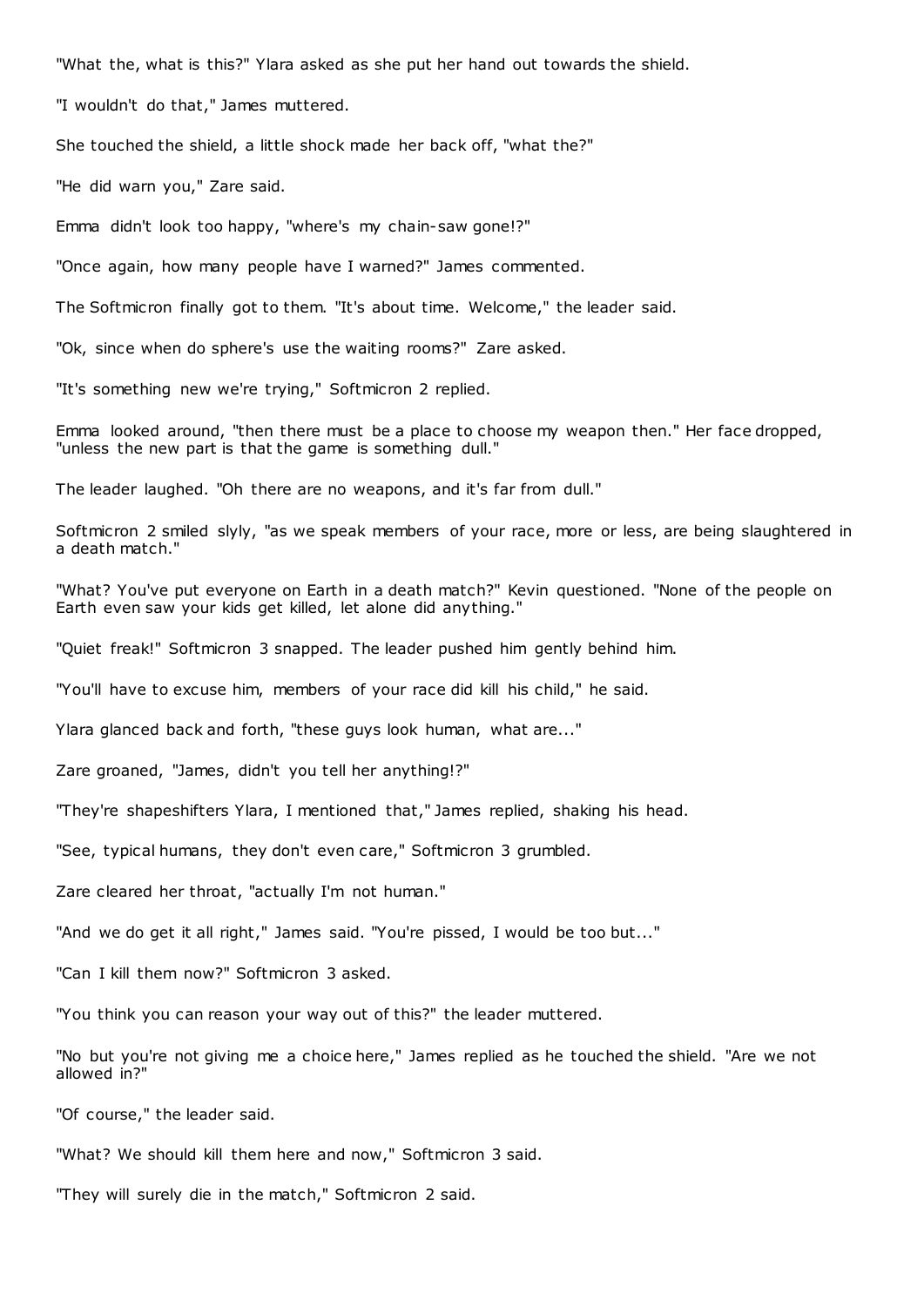"What the, what is this?" Ylara asked as she put her hand out towards the shield.

"I wouldn't do that," James muttered.

She touched the shield, a little shock made her back off, "what the?"

"He did warn you," Zare said.

Emma didn't look too happy, "where's my chain-saw gone!?"

"Once again, how many people have I warned?" James commented.

The Softmicron finally got to them. "It's about time. Welcome," the leader said.

"Ok, since when do sphere's use the waiting rooms?" Zare asked.

"It's something new we're trying," Softmicron 2 replied.

Emma looked around, "then there must be a place to choose my weapon then." Her face dropped, "unless the new part is that the game is something dull."

The leader laughed. "Oh there are no weapons, and it's far from dull."

Softmicron 2 smiled slyly, "as we speak members of your race, more or less, are being slaughtered in a death match."

"What? You've put everyone on Earth in a death match?" Kevin questioned. "None of the people on Earth even saw your kids get killed, let alone did anything."

"Quiet freak!" Softmicron 3 snapped. The leader pushed him gently behind him.

"You'll have to excuse him, members of your race did kill his child," he said.

Ylara glanced back and forth, "these guys look human, what are..."

Zare groaned, "James, didn't you tell her anything!?"

"They're shapeshifters Ylara, I mentioned that," James replied, shaking his head.

"See, typical humans, they don't even care," Softmicron 3 grumbled.

Zare cleared her throat, "actually I'm not human."

"And we do get it all right," James said. "You're pissed, I would be too but..."

"Can I kill them now?" Softmicron 3 asked.

"You think you can reason your way out of this?" the leader muttered.

"No but you're not giving me a choice here," James replied as he touched the shield. "Are we not allowed in?"

"Of course," the leader said.

"What? We should kill them here and now," Softmicron 3 said.

"They will surely die in the match," Softmicron 2 said.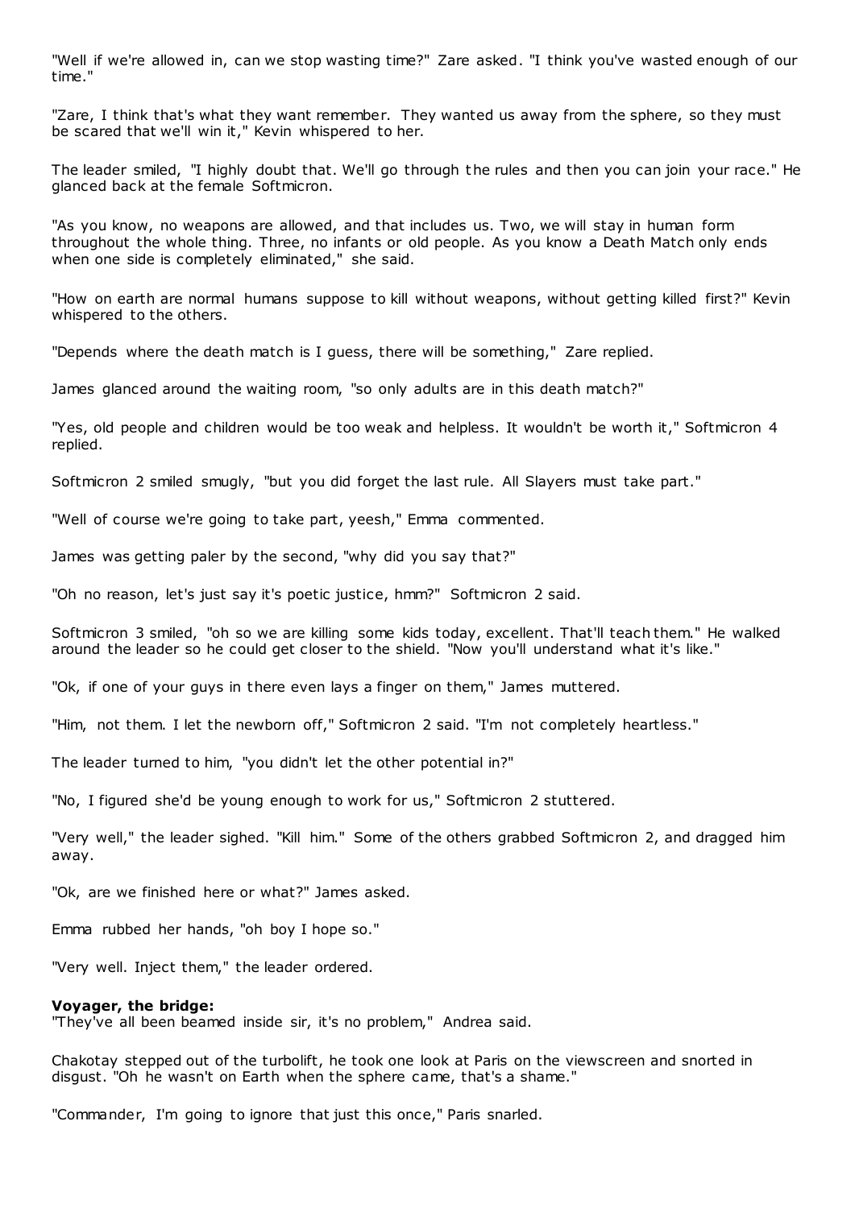"Well if we're allowed in, can we stop wasting time?" Zare asked. "I think you've wasted enough of our time."

"Zare, I think that's what they want remember. They wanted us away from the sphere, so they must be scared that we'll win it," Kevin whispered to her.

The leader smiled, "I highly doubt that. We'll go through the rules and then you can join your race." He glanced back at the female Softmicron.

"As you know, no weapons are allowed, and that includes us. Two, we will stay in human form throughout the whole thing. Three, no infants or old people. As you know a Death Match only ends when one side is completely eliminated," she said.

"How on earth are normal humans suppose to kill without weapons, without getting killed first?" Kevin whispered to the others.

"Depends where the death match is I guess, there will be something," Zare replied.

James glanced around the waiting room, "so only adults are in this death match?"

"Yes, old people and children would be too weak and helpless. It wouldn't be worth it," Softmicron 4 replied.

Softmicron 2 smiled smugly, "but you did forget the last rule. All Slayers must take part."

"Well of course we're going to take part, yeesh," Emma commented.

James was getting paler by the second, "why did you say that?"

"Oh no reason, let's just say it's poetic justice, hmm?" Softmicron 2 said.

Softmicron 3 smiled, "oh so we are killing some kids today, excellent. That'll teach them." He walked around the leader so he could get closer to the shield. "Now you'll understand what it's like."

"Ok, if one of your guys in there even lays a finger on them," James muttered.

"Him, not them. I let the newborn off," Softmicron 2 said. "I'm not completely heartless."

The leader turned to him, "you didn't let the other potential in?"

"No, I figured she'd be young enough to work for us," Softmicron 2 stuttered.

"Very well," the leader sighed. "Kill him." Some of the others grabbed Softmicron 2, and dragged him away.

"Ok, are we finished here or what?" James asked.

Emma rubbed her hands, "oh boy I hope so."

"Very well. Inject them," the leader ordered.

**Voyager, the bridge:**

"They've all been beamed inside sir, it's no problem," Andrea said.

Chakotay stepped out of the turbolift, he took one look at Paris on the viewscreen and snorted in disgust. "Oh he wasn't on Earth when the sphere came, that's a shame."

"Commander, I'm going to ignore that just this once," Paris snarled.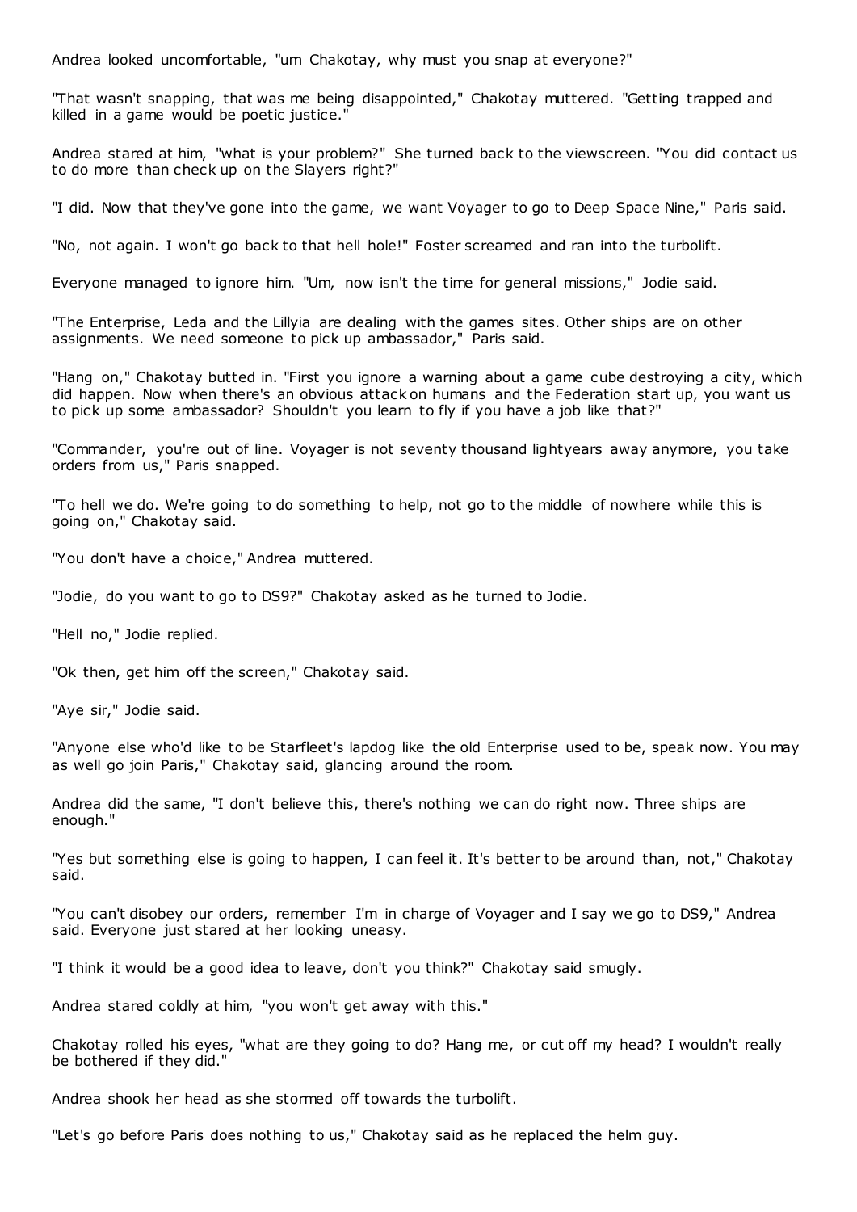Andrea looked uncomfortable, "um Chakotay, why must you snap at everyone?"

"That wasn't snapping, that was me being disappointed," Chakotay muttered. "Getting trapped and killed in a game would be poetic justice."

Andrea stared at him, "what is your problem?" She turned back to the viewscreen. "You did contact us to do more than check up on the Slayers right?"

"I did. Now that they've gone into the game, we want Voyager to go to Deep Space Nine," Paris said.

"No, not again. I won't go back to that hell hole!" Foster screamed and ran into the turbolift.

Everyone managed to ignore him. "Um, now isn't the time for general missions," Jodie said.

"The Enterprise, Leda and the Lillyia are dealing with the games sites. Other ships are on other assignments. We need someone to pick up ambassador," Paris said.

"Hang on," Chakotay butted in. "First you ignore a warning about a game cube destroying a city, which did happen. Now when there's an obvious attack on humans and the Federation start up, you want us to pick up some ambassador? Shouldn't you learn to fly if you have a job like that?"

"Commander, you're out of line. Voyager is not seventy thousand lightyears away anymore, you take orders from us," Paris snapped.

"To hell we do. We're going to do something to help, not go to the middle of nowhere while this is going on," Chakotay said.

"You don't have a choice," Andrea muttered.

"Jodie, do you want to go to DS9?" Chakotay asked as he turned to Jodie.

"Hell no," Jodie replied.

"Ok then, get him off the screen," Chakotay said.

"Aye sir," Jodie said.

"Anyone else who'd like to be Starfleet's lapdog like the old Enterprise used to be, speak now. You may as well go join Paris," Chakotay said, glancing around the room.

Andrea did the same, "I don't believe this, there's nothing we can do right now. Three ships are enough."

"Yes but something else is going to happen, I can feel it. It's better to be around than, not," Chakotay said.

"You can't disobey our orders, remember I'm in charge of Voyager and I say we go to DS9," Andrea said. Everyone just stared at her looking uneasy.

"I think it would be a good idea to leave, don't you think?" Chakotay said smugly.

Andrea stared coldly at him, "you won't get away with this."

Chakotay rolled his eyes, "what are they going to do? Hang me, or cut off my head? I wouldn't really be bothered if they did."

Andrea shook her head as she stormed off towards the turbolift.

"Let's go before Paris does nothing to us," Chakotay said as he replaced the helm guy.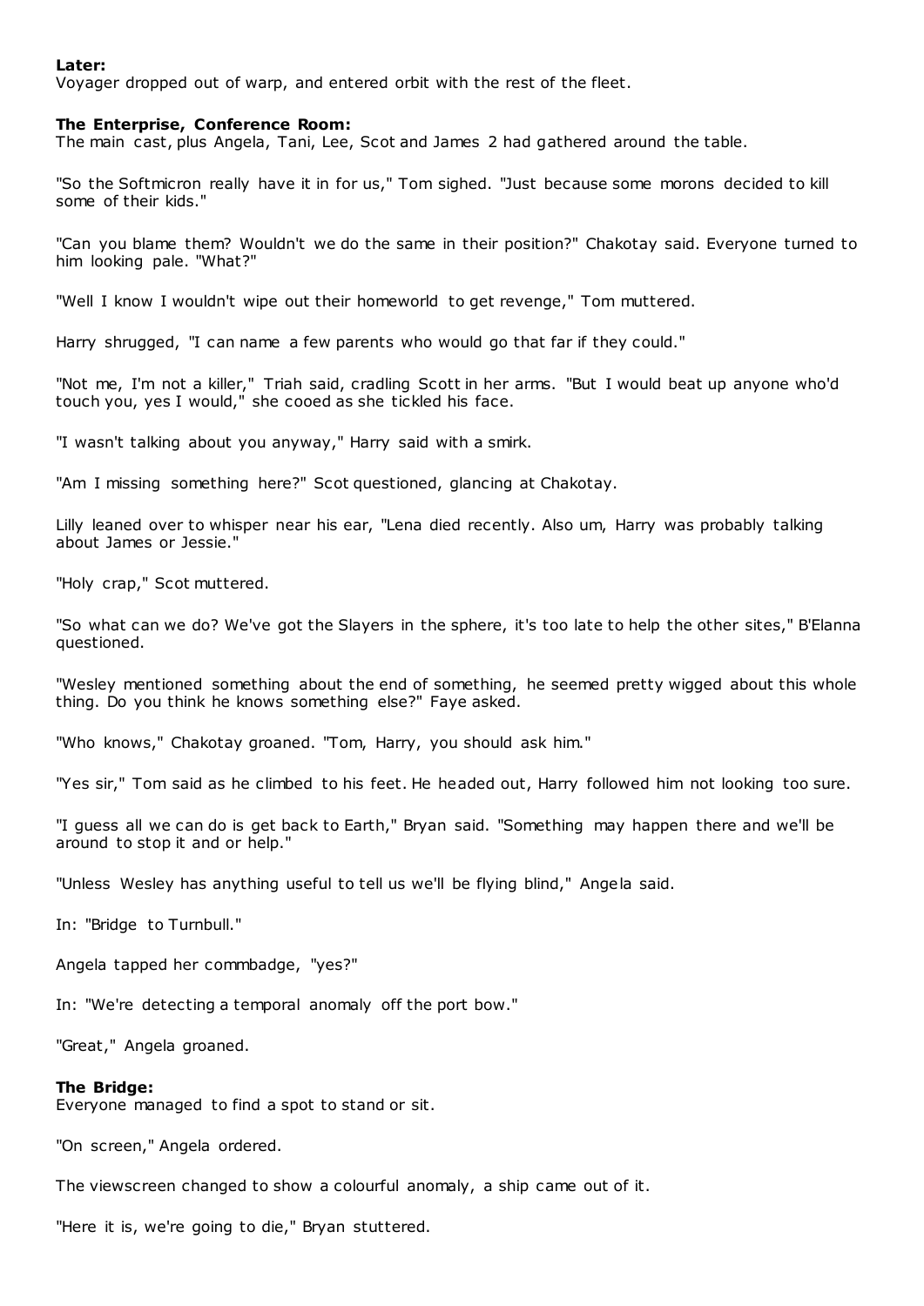**Later:**
Voyager dropped out of warp, and entered orbit with the rest of the fleet.

**The Enterprise, Conference Room:**
The main cast, plus Angela, Tani, Lee, Scot and James 2 had gathered around the table.

"So the Softmicron really have it in for us," Tom sighed. "Just because some morons decided to kill some of their kids."

"Can you blame them? Wouldn't we do the same in their position?" Chakotay said. Everyone turned to him looking pale. "What?"

"Well I know I wouldn't wipe out their homeworld to get revenge," Tom muttered.

Harry shrugged, "I can name a few parents who would go that far if they could."

"Not me, I'm not a killer," Triah said, cradling Scott in her arms. "But I would beat up anyone who'd touch you, yes I would," she cooed as she tickled his face.

"I wasn't talking about you anyway," Harry said with a smirk.

"Am I missing something here?" Scot questioned, glancing at Chakotay.

Lilly leaned over to whisper near his ear, "Lena died recently. Also um, Harry was probably talking about James or Jessie."

"Holy crap," Scot muttered.

"So what can we do? We've got the Slayers in the sphere, it's too late to help the other sites," B'Elanna questioned.

"Wesley mentioned something about the end of something, he seemed pretty wigged about this whole thing. Do you think he knows something else?" Faye asked.

"Who knows," Chakotay groaned. "Tom, Harry, you should ask him."

"Yes sir," Tom said as he climbed to his feet. He headed out, Harry followed him not looking too sure.

"I guess all we can do is get back to Earth," Bryan said. "Something may happen there and we'll be around to stop it and or help."

"Unless Wesley has anything useful to tell us we'll be flying blind," Angela said.

In: "Bridge to Turnbull."

Angela tapped her commbadge, "yes?"

In: "We're detecting a temporal anomaly off the port bow."

"Great," Angela groaned.

**The Bridge:**
Everyone managed to find a spot to stand or sit.

"On screen," Angela ordered.

The viewscreen changed to show a colourful anomaly, a ship came out of it.

"Here it is, we're going to die," Bryan stuttered.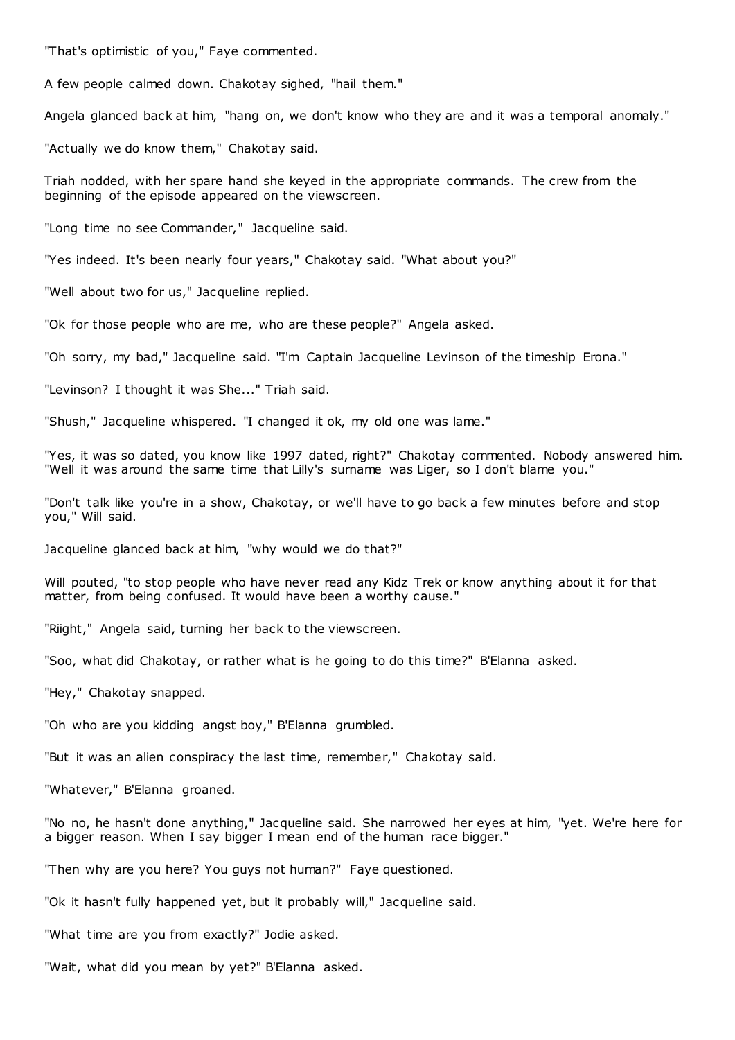"That's optimistic of you," Faye commented.

A few people calmed down. Chakotay sighed, "hail them."

Angela glanced back at him, "hang on, we don't know who they are and it was a temporal anomaly."

"Actually we do know them," Chakotay said.

Triah nodded, with her spare hand she keyed in the appropriate commands. The crew from the beginning of the episode appeared on the viewscreen.

"Long time no see Commander," Jacqueline said.

"Yes indeed. It's been nearly four years," Chakotay said. "What about you?"

"Well about two for us," Jacqueline replied.

"Ok for those people who are me, who are these people?" Angela asked.

"Oh sorry, my bad," Jacqueline said. "I'm Captain Jacqueline Levinson of the timeship Erona."

"Levinson? I thought it was She..." Triah said.

"Shush," Jacqueline whispered. "I changed it ok, my old one was lame."

"Yes, it was so dated, you know like 1997 dated, right?" Chakotay commented. Nobody answered him. "Well it was around the same time that Lilly's surname was Liger, so I don't blame you."

"Don't talk like you're in a show, Chakotay, or we'll have to go back a few minutes before and stop you," Will said.

Jacqueline glanced back at him, "why would we do that?"

Will pouted, "to stop people who have never read any Kidz Trek or know anything about it for that matter, from being confused. It would have been a worthy cause."

"Riight," Angela said, turning her back to the viewscreen.

"Soo, what did Chakotay, or rather what is he going to do this time?" B'Elanna asked.

"Hey," Chakotay snapped.

"Oh who are you kidding angst boy," B'Elanna grumbled.

"But it was an alien conspiracy the last time, remember," Chakotay said.

"Whatever," B'Elanna groaned.

"No no, he hasn't done anything," Jacqueline said. She narrowed her eyes at him, "yet. We're here for a bigger reason. When I say bigger I mean end of the human race bigger."

"Then why are you here? You guys not human?" Faye questioned.

"Ok it hasn't fully happened yet, but it probably will," Jacqueline said.

"What time are you from exactly?" Jodie asked.

"Wait, what did you mean by yet?" B'Elanna asked.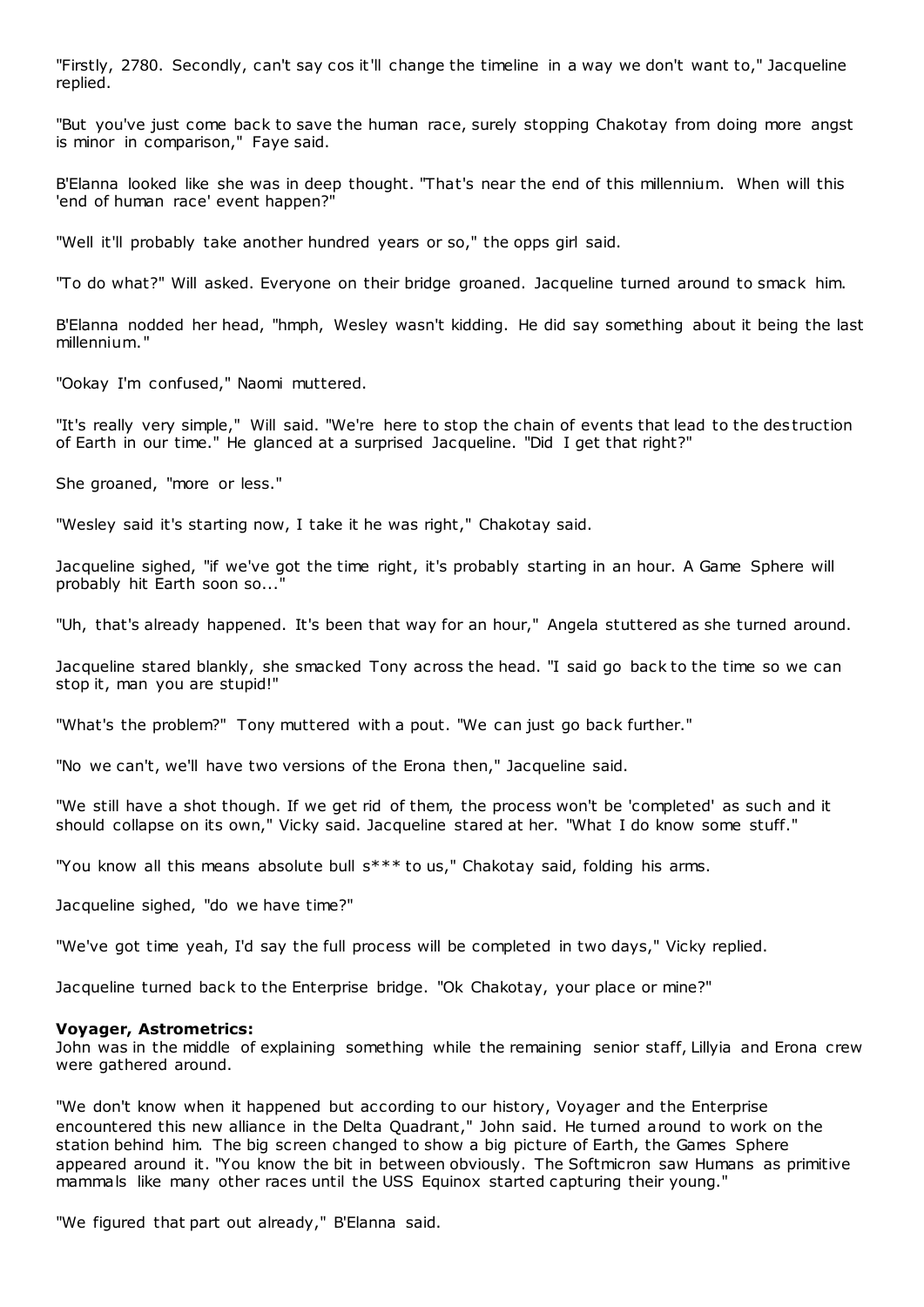"Firstly, 2780. Secondly, can't say cos it'll change the timeline in a way we don't want to," Jacqueline replied.

"But you've just come back to save the human race, surely stopping Chakotay from doing more angst is minor in comparison," Faye said.

B'Elanna looked like she was in deep thought. "That's near the end of this millennium. When will this 'end of human race' event happen?"

"Well it'll probably take another hundred years or so," the opps girl said.

"To do what?" Will asked. Everyone on their bridge groaned. Jacqueline turned around to smack him.

B'Elanna nodded her head, "hmph, Wesley wasn't kidding. He did say something about it being the last millennium."

"Ookay I'm confused," Naomi muttered.

"It's really very simple," Will said. "We're here to stop the chain of events that lead to the destruction of Earth in our time." He glanced at a surprised Jacqueline. "Did I get that right?"

She groaned, "more or less."

"Wesley said it's starting now, I take it he was right," Chakotay said.

Jacqueline sighed, "if we've got the time right, it's probably starting in an hour. A Game Sphere will probably hit Earth soon so..."

"Uh, that's already happened. It's been that way for an hour," Angela stuttered as she turned around.

Jacqueline stared blankly, she smacked Tony across the head. "I said go back to the time so we can stop it, man you are stupid!"

"What's the problem?" Tony muttered with a pout. "We can just go back further."

"No we can't, we'll have two versions of the Erona then," Jacqueline said.

"We still have a shot though. If we get rid of them, the process won't be 'completed' as such and it should collapse on its own," Vicky said. Jacqueline stared at her. "What I do know some stuff."

"You know all this means absolute bull s*** to us," Chakotay said, folding his arms.

Jacqueline sighed, "do we have time?"

"We've got time yeah, I'd say the full process will be completed in two days," Vicky replied.

Jacqueline turned back to the Enterprise bridge. "Ok Chakotay, your place or mine?"

**Voyager, Astrometrics:**
John was in the middle of explaining something while the remaining senior staff, Lillyia and Erona crew were gathered around.

"We don't know when it happened but according to our history, Voyager and the Enterprise encountered this new alliance in the Delta Quadrant," John said. He turned around to work on the station behind him. The big screen changed to show a big picture of Earth, the Games Sphere appeared around it. "You know the bit in between obviously. The Softmicron saw Humans as primitive mammals like many other races until the USS Equinox started capturing their young."

"We figured that part out already," B'Elanna said.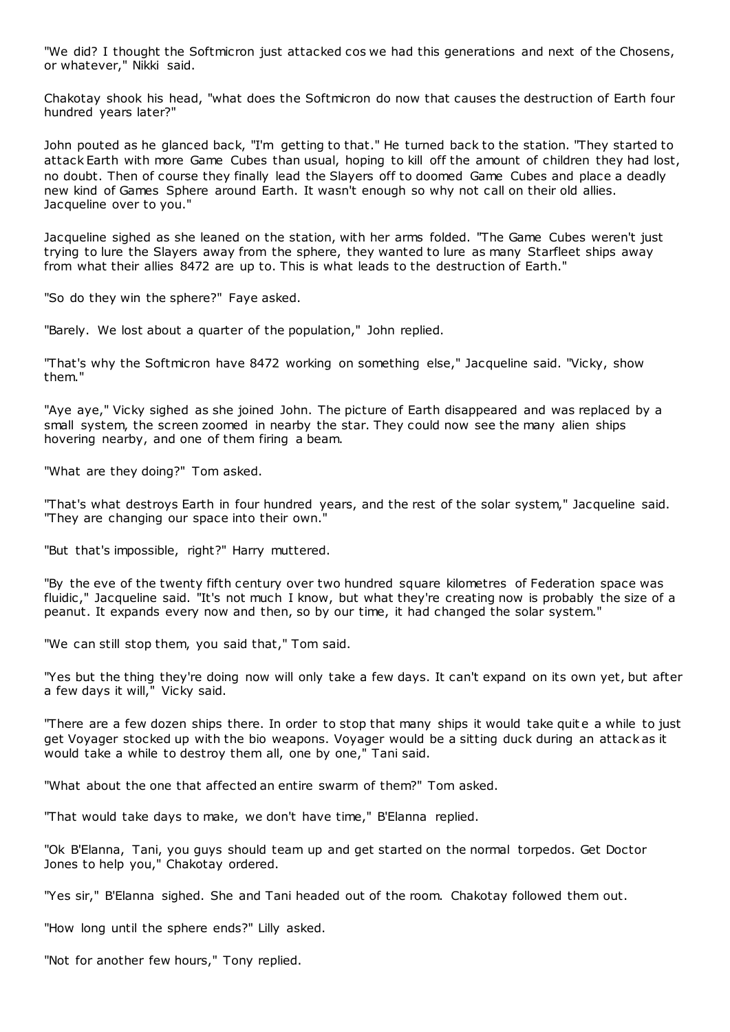"We did? I thought the Softmicron just attacked cos we had this generations and next of the Chosens, or whatever," Nikki said.

Chakotay shook his head, "what does the Softmicron do now that causes the destruction of Earth four hundred years later?"

John pouted as he glanced back, "I'm getting to that." He turned back to the station. "They started to attack Earth with more Game Cubes than usual, hoping to kill off the amount of children they had lost, no doubt. Then of course they finally lead the Slayers off to doomed Game Cubes and place a deadly new kind of Games Sphere around Earth. It wasn't enough so why not call on their old allies. Jacqueline over to you."

Jacqueline sighed as she leaned on the station, with her arms folded. "The Game Cubes weren't just trying to lure the Slayers away from the sphere, they wanted to lure as many Starfleet ships away from what their allies 8472 are up to. This is what leads to the destruction of Earth."

"So do they win the sphere?" Faye asked.

"Barely. We lost about a quarter of the population," John replied.

"That's why the Softmicron have 8472 working on something else," Jacqueline said. "Vicky, show them."

"Aye aye," Vicky sighed as she joined John. The picture of Earth disappeared and was replaced by a small system, the screen zoomed in nearby the star. They could now see the many alien ships hovering nearby, and one of them firing a beam.

"What are they doing?" Tom asked.

"That's what destroys Earth in four hundred years, and the rest of the solar system," Jacqueline said. "They are changing our space into their own."

"But that's impossible, right?" Harry muttered.

"By the eve of the twenty fifth century over two hundred square kilometres of Federation space was fluidic," Jacqueline said. "It's not much I know, but what they're creating now is probably the size of a peanut. It expands every now and then, so by our time, it had changed the solar system."

"We can still stop them, you said that," Tom said.

"Yes but the thing they're doing now will only take a few days. It can't expand on its own yet, but after a few days it will," Vicky said.

"There are a few dozen ships there. In order to stop that many ships it would take quite a while to just get Voyager stocked up with the bio weapons. Voyager would be a sitting duck during an attack as it would take a while to destroy them all, one by one," Tani said.

"What about the one that affected an entire swarm of them?" Tom asked.

"That would take days to make, we don't have time," B'Elanna replied.

"Ok B'Elanna, Tani, you guys should team up and get started on the normal torpedos. Get Doctor Jones to help you," Chakotay ordered.

"Yes sir," B'Elanna sighed. She and Tani headed out of the room. Chakotay followed them out.

"How long until the sphere ends?" Lilly asked.

"Not for another few hours," Tony replied.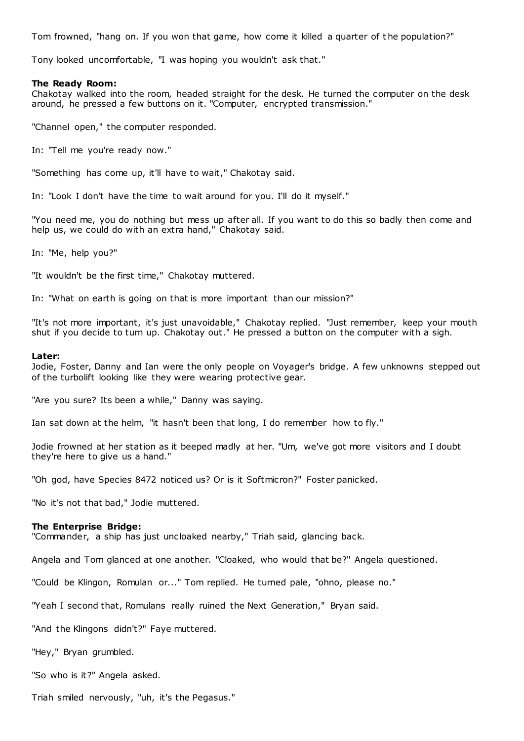Tom frowned, "hang on. If you won that game, how come it killed a quarter of the population?"

Tony looked uncomfortable, "I was hoping you wouldn't ask that."

**The Ready Room:**
Chakotay walked into the room, headed straight for the desk. He turned the computer on the desk around, he pressed a few buttons on it. "Computer, encrypted transmission."

"Channel open," the computer responded.

In: "Tell me you're ready now."

"Something has come up, it'll have to wait," Chakotay said.

In: "Look I don't have the time to wait around for you. I'll do it myself."

"You need me, you do nothing but mess up after all. If you want to do this so badly then come and help us, we could do with an extra hand," Chakotay said.

In: "Me, help you?"

"It wouldn't be the first time," Chakotay muttered.

In: "What on earth is going on that is more important than our mission?"

"It's not more important, it's just unavoidable," Chakotay replied. "Just remember, keep your mouth shut if you decide to turn up. Chakotay out." He pressed a button on the computer with a sigh.

**Later:**
Jodie, Foster, Danny and Ian were the only people on Voyager's bridge. A few unknowns stepped out of the turbolift looking like they were wearing protective gear.

"Are you sure? Its been a while," Danny was saying.

Ian sat down at the helm, "it hasn't been that long, I do remember how to fly."

Jodie frowned at her station as it beeped madly at her. "Um, we've got more visitors and I doubt they're here to give us a hand."

"Oh god, have Species 8472 noticed us? Or is it Softmicron?" Foster panicked.

"No it's not that bad," Jodie muttered.

**The Enterprise Bridge:**
"Commander, a ship has just uncloaked nearby," Triah said, glancing back.

Angela and Tom glanced at one another. "Cloaked, who would that be?" Angela questioned.

"Could be Klingon, Romulan or..." Tom replied. He turned pale, "ohno, please no."

"Yeah I second that, Romulans really ruined the Next Generation," Bryan said.

"And the Klingons didn't?" Faye muttered.

"Hey," Bryan grumbled.

"So who is it?" Angela asked.

Triah smiled nervously, "uh, it's the Pegasus."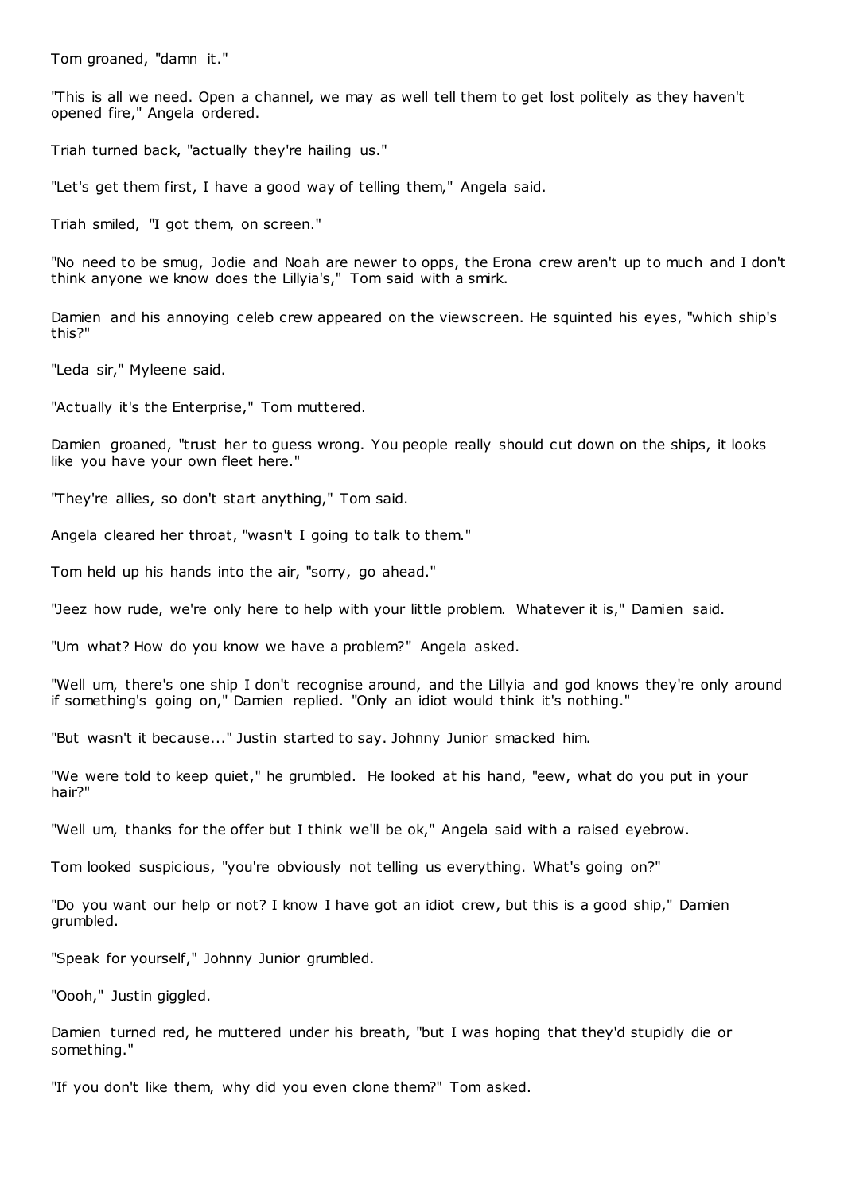Tom groaned, "damn it."

"This is all we need. Open a channel, we may as well tell them to get lost politely as they haven't opened fire," Angela ordered.

Triah turned back, "actually they're hailing us."

"Let's get them first, I have a good way of telling them," Angela said.

Triah smiled, "I got them, on screen."

"No need to be smug, Jodie and Noah are newer to opps, the Erona crew aren't up to much and I don't think anyone we know does the Lillyia's," Tom said with a smirk.

Damien and his annoying celeb crew appeared on the viewscreen. He squinted his eyes, "which ship's this?"

"Leda sir," Myleene said.

"Actually it's the Enterprise," Tom muttered.

Damien groaned, "trust her to guess wrong. You people really should cut down on the ships, it looks like you have your own fleet here."

"They're allies, so don't start anything," Tom said.

Angela cleared her throat, "wasn't I going to talk to them."

Tom held up his hands into the air, "sorry, go ahead."

"Jeez how rude, we're only here to help with your little problem. Whatever it is," Damien said.

"Um what? How do you know we have a problem?" Angela asked.

"Well um, there's one ship I don't recognise around, and the Lillyia and god knows they're only around if something's going on," Damien replied. "Only an idiot would think it's nothing."

"But wasn't it because..." Justin started to say. Johnny Junior smacked him.

"We were told to keep quiet," he grumbled. He looked at his hand, "eew, what do you put in your hair?"

"Well um, thanks for the offer but I think we'll be ok," Angela said with a raised eyebrow.

Tom looked suspicious, "you're obviously not telling us everything. What's going on?"

"Do you want our help or not? I know I have got an idiot crew, but this is a good ship," Damien grumbled.

"Speak for yourself," Johnny Junior grumbled.

"Oooh," Justin giggled.

Damien turned red, he muttered under his breath, "but I was hoping that they'd stupidly die or something."

"If you don't like them, why did you even clone them?" Tom asked.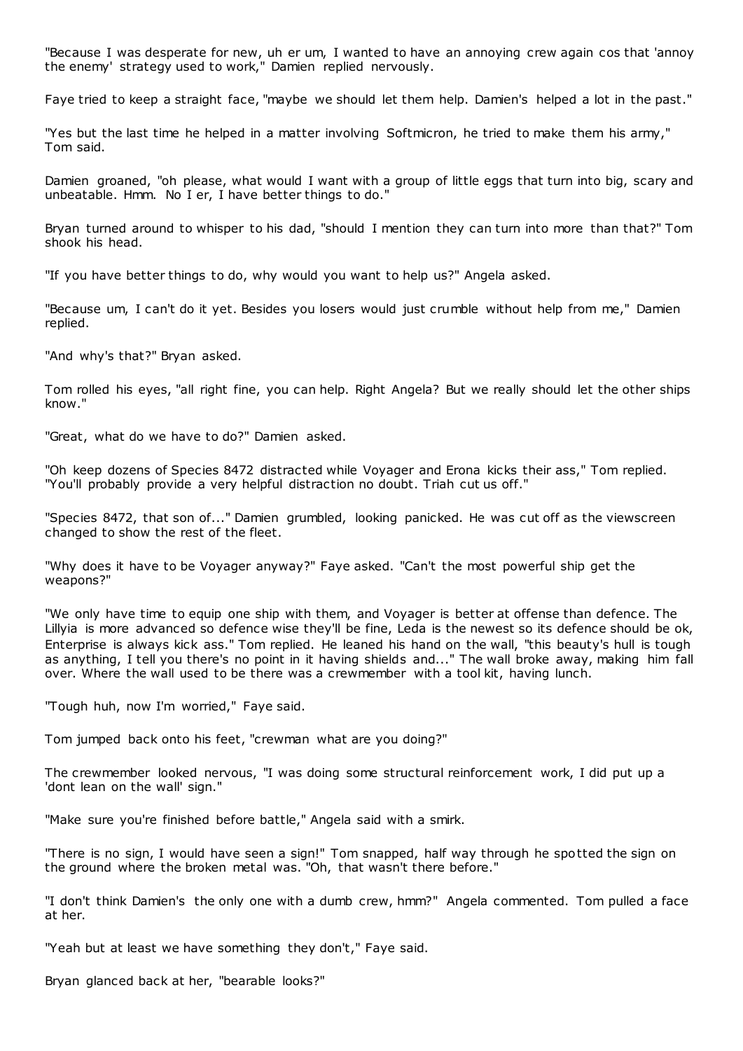"Because I was desperate for new, uh er um, I wanted to have an annoying crew again cos that 'annoy the enemy' strategy used to work," Damien replied nervously.

Faye tried to keep a straight face, "maybe we should let them help. Damien's helped a lot in the past."

"Yes but the last time he helped in a matter involving Softmicron, he tried to make them his army," Tom said.

Damien groaned, "oh please, what would I want with a group of little eggs that turn into big, scary and unbeatable. Hmm. No I er, I have better things to do."

Bryan turned around to whisper to his dad, "should I mention they can turn into more than that?" Tom shook his head.

"If you have better things to do, why would you want to help us?" Angela asked.

"Because um, I can't do it yet. Besides you losers would just crumble without help from me," Damien replied.

"And why's that?" Bryan asked.

Tom rolled his eyes, "all right fine, you can help. Right Angela? But we really should let the other ships know."

"Great, what do we have to do?" Damien asked.

"Oh keep dozens of Species 8472 distracted while Voyager and Erona kicks their ass," Tom replied. "You'll probably provide a very helpful distraction no doubt. Triah cut us off."

"Species 8472, that son of..." Damien grumbled, looking panicked. He was cut off as the viewscreen changed to show the rest of the fleet.

"Why does it have to be Voyager anyway?" Faye asked. "Can't the most powerful ship get the weapons?"

"We only have time to equip one ship with them, and Voyager is better at offense than defence. The Lillyia is more advanced so defence wise they'll be fine, Leda is the newest so its defence should be ok, Enterprise is always kick ass." Tom replied. He leaned his hand on the wall, "this beauty's hull is tough as anything, I tell you there's no point in it having shields and..." The wall broke away, making him fall over. Where the wall used to be there was a crewmember with a tool kit, having lunch.

"Tough huh, now I'm worried," Faye said.

Tom jumped back onto his feet, "crewman what are you doing?"

The crewmember looked nervous, "I was doing some structural reinforcement work, I did put up a 'dont lean on the wall' sign."

"Make sure you're finished before battle," Angela said with a smirk.

"There is no sign, I would have seen a sign!" Tom snapped, half way through he spotted the sign on the ground where the broken metal was. "Oh, that wasn't there before."

"I don't think Damien's the only one with a dumb crew, hmm?" Angela commented. Tom pulled a face at her.

"Yeah but at least we have something they don't," Faye said.

Bryan glanced back at her, "bearable looks?"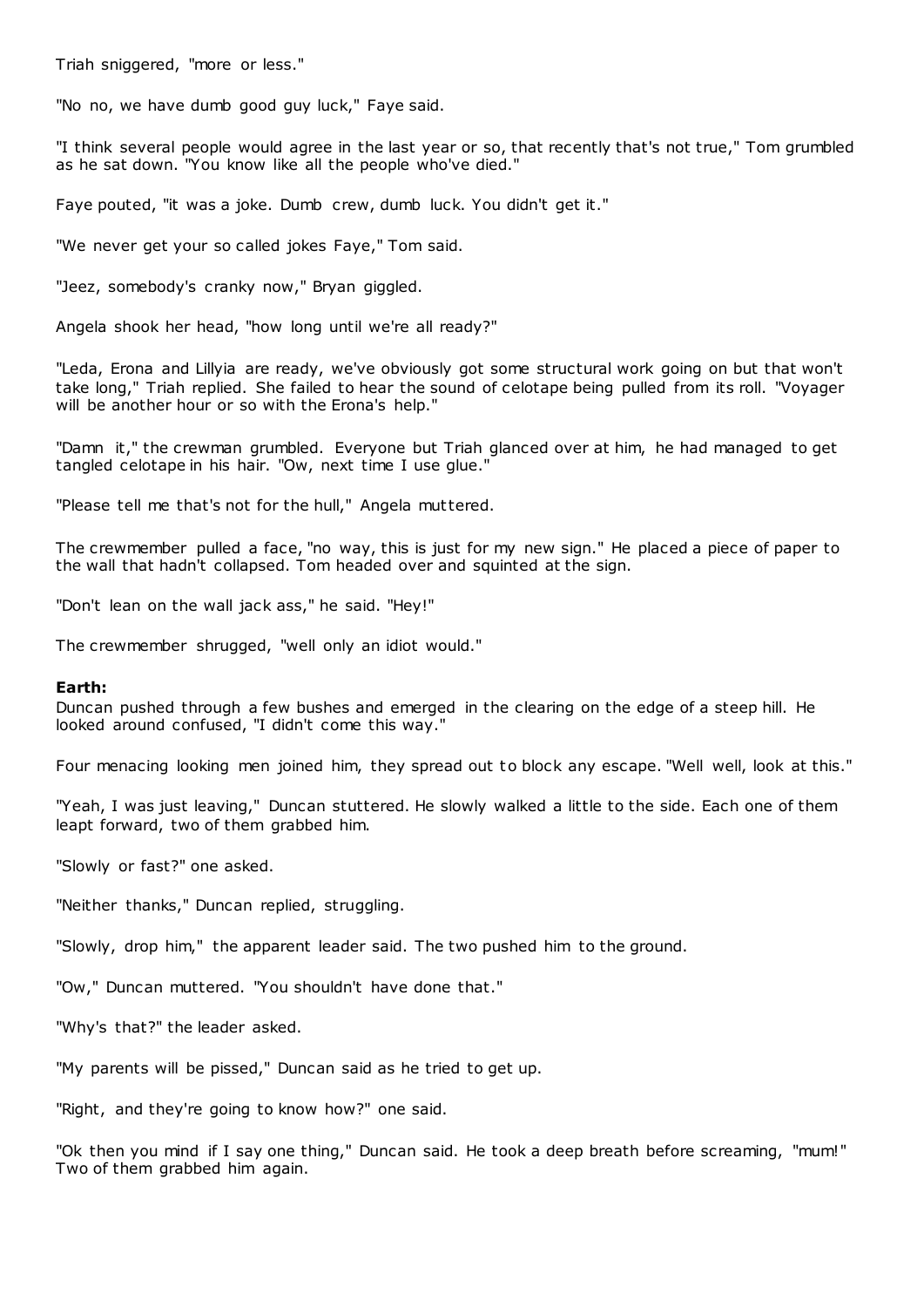Triah sniggered, "more or less."

"No no, we have dumb good guy luck," Faye said.

"I think several people would agree in the last year or so, that recently that's not true," Tom grumbled as he sat down. "You know like all the people who've died."

Faye pouted, "it was a joke. Dumb crew, dumb luck. You didn't get it."

"We never get your so called jokes Faye," Tom said.

"Jeez, somebody's cranky now," Bryan giggled.

Angela shook her head, "how long until we're all ready?"

"Leda, Erona and Lillyia are ready, we've obviously got some structural work going on but that won't take long," Triah replied. She failed to hear the sound of celotape being pulled from its roll. "Voyager will be another hour or so with the Erona's help."

"Damn it," the crewman grumbled. Everyone but Triah glanced over at him, he had managed to get tangled celotape in his hair. "Ow, next time I use glue."

"Please tell me that's not for the hull," Angela muttered.

The crewmember pulled a face, "no way, this is just for my new sign." He placed a piece of paper to the wall that hadn't collapsed. Tom headed over and squinted at the sign.

"Don't lean on the wall jack ass," he said. "Hey!"

The crewmember shrugged, "well only an idiot would."

**Earth:**
Duncan pushed through a few bushes and emerged in the clearing on the edge of a steep hill. He looked around confused, "I didn't come this way."

Four menacing looking men joined him, they spread out to block any escape. "Well well, look at this."

"Yeah, I was just leaving," Duncan stuttered. He slowly walked a little to the side. Each one of them leapt forward, two of them grabbed him.

"Slowly or fast?" one asked.

"Neither thanks," Duncan replied, struggling.

"Slowly, drop him," the apparent leader said. The two pushed him to the ground.

"Ow," Duncan muttered. "You shouldn't have done that."

"Why's that?" the leader asked.

"My parents will be pissed," Duncan said as he tried to get up.

"Right, and they're going to know how?" one said.

"Ok then you mind if I say one thing," Duncan said. He took a deep breath before screaming, "mum!" Two of them grabbed him again.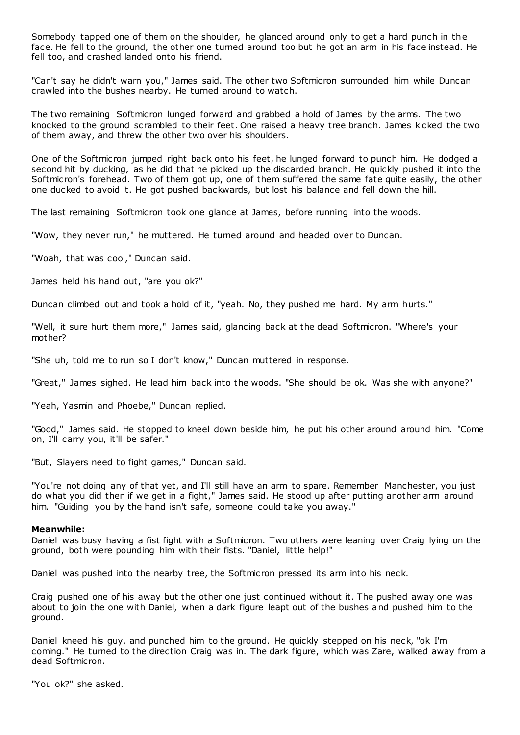Somebody tapped one of them on the shoulder, he glanced around only to get a hard punch in the face. He fell to the ground, the other one turned around too but he got an arm in his face instead. He fell too, and crashed landed onto his friend.

"Can't say he didn't warn you," James said. The other two Softmicron surrounded him while Duncan crawled into the bushes nearby. He turned around to watch.

The two remaining Softmicron lunged forward and grabbed a hold of James by the arms. The two knocked to the ground scrambled to their feet. One raised a heavy tree branch. James kicked the two of them away, and threw the other two over his shoulders.

One of the Softmicron jumped right back onto his feet, he lunged forward to punch him. He dodged a second hit by ducking, as he did that he picked up the discarded branch. He quickly pushed it into the Softmicron's forehead. Two of them got up, one of them suffered the same fate quite easily, the other one ducked to avoid it. He got pushed backwards, but lost his balance and fell down the hill.

The last remaining Softmicron took one glance at James, before running into the woods.

"Wow, they never run," he muttered. He turned around and headed over to Duncan.

"Woah, that was cool," Duncan said.

James held his hand out, "are you ok?"

Duncan climbed out and took a hold of it, "yeah. No, they pushed me hard. My arm hurts."

"Well, it sure hurt them more," James said, glancing back at the dead Softmicron. "Where's your mother?

"She uh, told me to run so I don't know," Duncan muttered in response.

"Great," James sighed. He lead him back into the woods. "She should be ok. Was she with anyone?"

"Yeah, Yasmin and Phoebe," Duncan replied.

"Good," James said. He stopped to kneel down beside him, he put his other around around him. "Come on, I'll carry you, it'll be safer."

"But, Slayers need to fight games," Duncan said.

"You're not doing any of that yet, and I'll still have an arm to spare. Remember Manchester, you just do what you did then if we get in a fight," James said. He stood up after putting another arm around him. "Guiding you by the hand isn't safe, someone could take you away."

**Meanwhile:**
Daniel was busy having a fist fight with a Softmicron. Two others were leaning over Craig lying on the ground, both were pounding him with their fists. "Daniel, little help!"

Daniel was pushed into the nearby tree, the Softmicron pressed its arm into his neck.

Craig pushed one of his away but the other one just continued without it. The pushed away one was about to join the one with Daniel, when a dark figure leapt out of the bushes and pushed him to the ground.

Daniel kneed his guy, and punched him to the ground. He quickly stepped on his neck, "ok I'm coming." He turned to the direction Craig was in. The dark figure, which was Zare, walked away from a dead Softmicron.

"You ok?" she asked.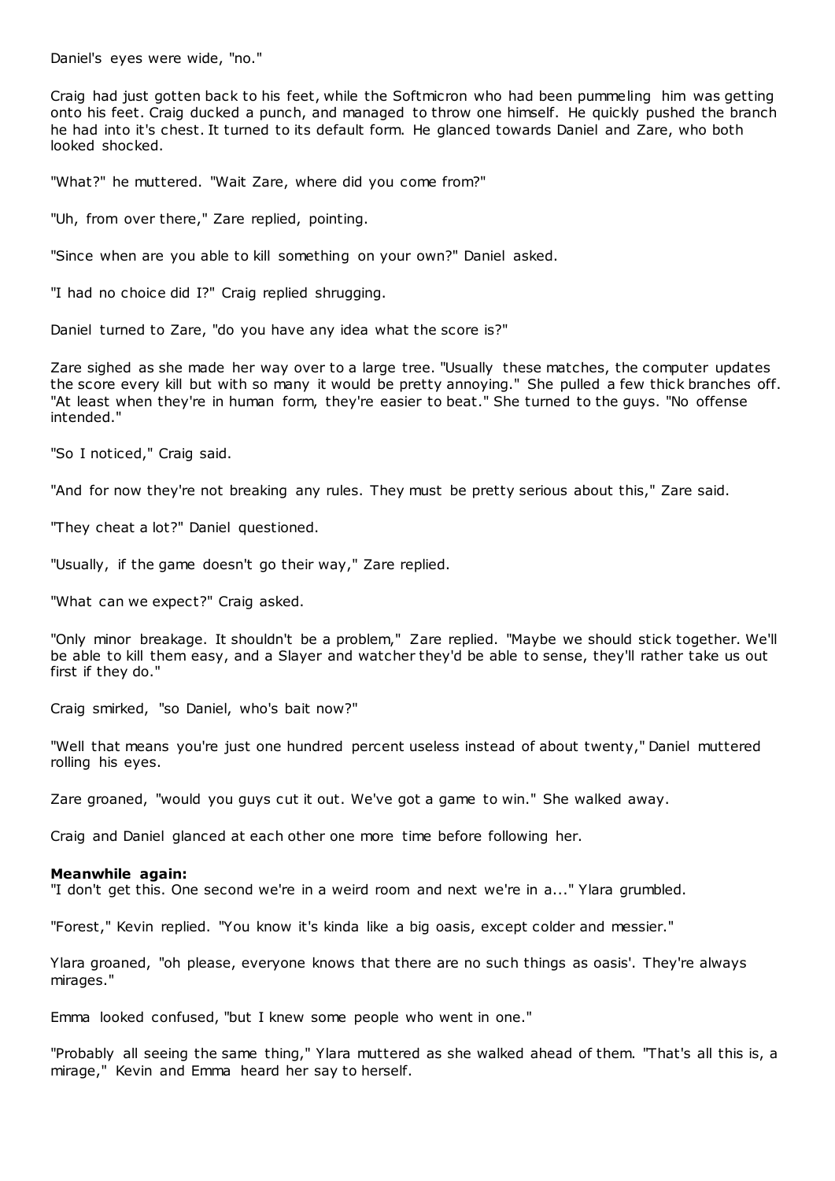Daniel's eyes were wide, "no."

Craig had just gotten back to his feet, while the Softmicron who had been pummeling him was getting onto his feet. Craig ducked a punch, and managed to throw one himself. He quickly pushed the branch he had into it's chest. It turned to its default form. He glanced towards Daniel and Zare, who both looked shocked.

"What?" he muttered. "Wait Zare, where did you come from?"

"Uh, from over there," Zare replied, pointing.

"Since when are you able to kill something on your own?" Daniel asked.

"I had no choice did I?" Craig replied shrugging.

Daniel turned to Zare, "do you have any idea what the score is?"

Zare sighed as she made her way over to a large tree. "Usually these matches, the computer updates the score every kill but with so many it would be pretty annoying." She pulled a few thick branches off. "At least when they're in human form, they're easier to beat." She turned to the guys. "No offense intended."

"So I noticed," Craig said.

"And for now they're not breaking any rules. They must be pretty serious about this," Zare said.

"They cheat a lot?" Daniel questioned.

"Usually, if the game doesn't go their way," Zare replied.

"What can we expect?" Craig asked.

"Only minor breakage. It shouldn't be a problem," Zare replied. "Maybe we should stick together. We'll be able to kill them easy, and a Slayer and watcher they'd be able to sense, they'll rather take us out first if they do."

Craig smirked, "so Daniel, who's bait now?"

"Well that means you're just one hundred percent useless instead of about twenty," Daniel muttered rolling his eyes.

Zare groaned, "would you guys cut it out. We've got a game to win." She walked away.

Craig and Daniel glanced at each other one more time before following her.

**Meanwhile again:**

"I don't get this. One second we're in a weird room and next we're in a..." Ylara grumbled.

"Forest," Kevin replied. "You know it's kinda like a big oasis, except colder and messier."

Ylara groaned, "oh please, everyone knows that there are no such things as oasis'. They're always mirages."

Emma looked confused, "but I knew some people who went in one."

"Probably all seeing the same thing," Ylara muttered as she walked ahead of them. "That's all this is, a mirage," Kevin and Emma heard her say to herself.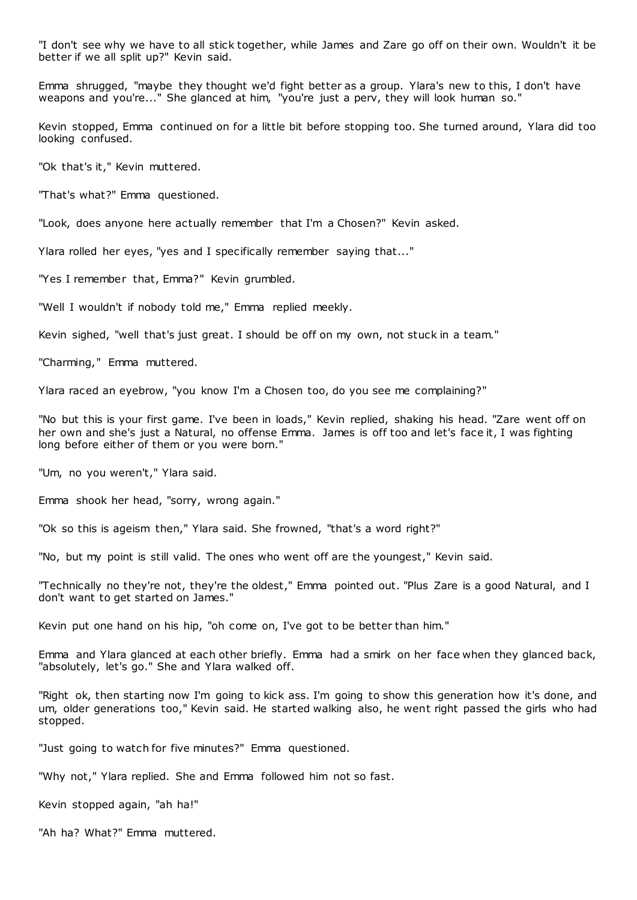"I don't see why we have to all stick together, while James and Zare go off on their own. Wouldn't it be better if we all split up?" Kevin said.

Emma shrugged, "maybe they thought we'd fight better as a group. Ylara's new to this, I don't have weapons and you're..." She glanced at him, "you're just a perv, they will look human so."

Kevin stopped, Emma continued on for a little bit before stopping too. She turned around, Ylara did too looking confused.

"Ok that's it," Kevin muttered.

"That's what?" Emma questioned.

"Look, does anyone here actually remember that I'm a Chosen?" Kevin asked.

Ylara rolled her eyes, "yes and I specifically remember saying that..."

"Yes I remember that, Emma?" Kevin grumbled.

"Well I wouldn't if nobody told me," Emma replied meekly.

Kevin sighed, "well that's just great. I should be off on my own, not stuck in a team."

"Charming," Emma muttered.

Ylara raced an eyebrow, "you know I'm a Chosen too, do you see me complaining?"

"No but this is your first game. I've been in loads," Kevin replied, shaking his head. "Zare went off on her own and she's just a Natural, no offense Emma. James is off too and let's face it, I was fighting long before either of them or you were born."

"Um, no you weren't," Ylara said.

Emma shook her head, "sorry, wrong again."

"Ok so this is ageism then," Ylara said. She frowned, "that's a word right?"

"No, but my point is still valid. The ones who went off are the youngest," Kevin said.

"Technically no they're not, they're the oldest," Emma pointed out. "Plus Zare is a good Natural, and I don't want to get started on James."

Kevin put one hand on his hip, "oh come on, I've got to be better than him."

Emma and Ylara glanced at each other briefly. Emma had a smirk on her face when they glanced back, "absolutely, let's go." She and Ylara walked off.

"Right ok, then starting now I'm going to kick ass. I'm going to show this generation how it's done, and um, older generations too," Kevin said. He started walking also, he went right passed the girls who had stopped.

"Just going to watch for five minutes?" Emma questioned.

"Why not," Ylara replied. She and Emma followed him not so fast.

Kevin stopped again, "ah ha!"

"Ah ha? What?" Emma muttered.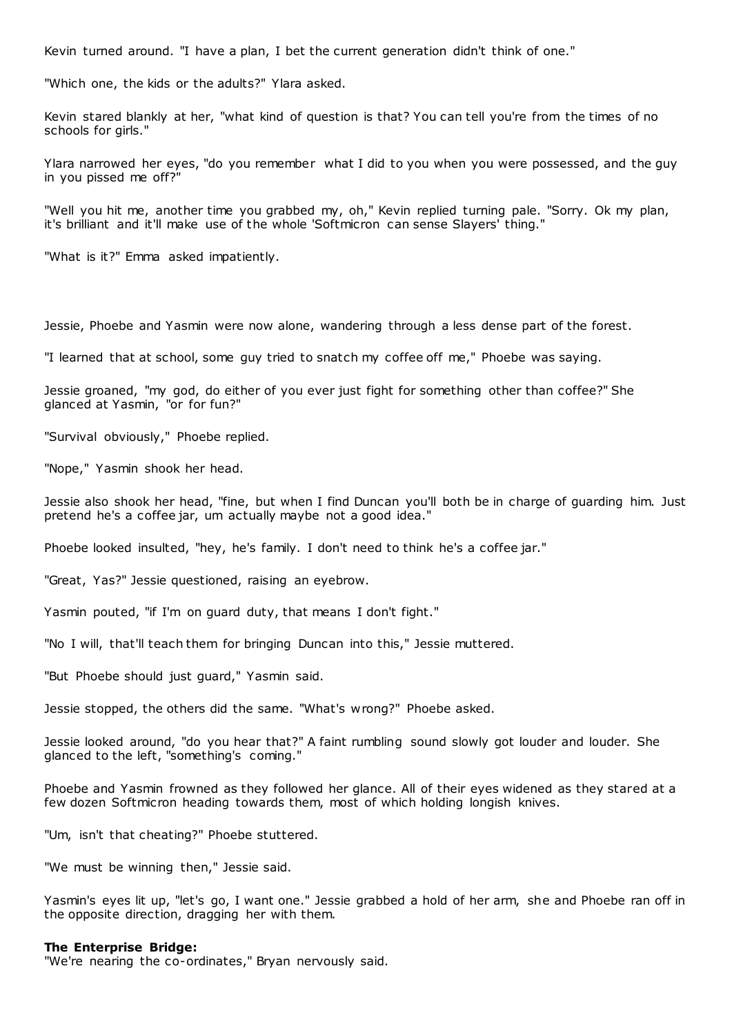Kevin turned around. "I have a plan, I bet the current generation didn't think of one."

"Which one, the kids or the adults?" Ylara asked.

Kevin stared blankly at her, "what kind of question is that? You can tell you're from the times of no schools for girls."

Ylara narrowed her eyes, "do you remember what I did to you when you were possessed, and the guy in you pissed me off?"

"Well you hit me, another time you grabbed my, oh," Kevin replied turning pale. "Sorry. Ok my plan, it's brilliant and it'll make use of the whole 'Softmicron can sense Slayers' thing."

"What is it?" Emma asked impatiently.

Jessie, Phoebe and Yasmin were now alone, wandering through a less dense part of the forest.

"I learned that at school, some guy tried to snatch my coffee off me," Phoebe was saying.

Jessie groaned, "my god, do either of you ever just fight for something other than coffee?" She glanced at Yasmin, "or for fun?"

"Survival obviously," Phoebe replied.

"Nope," Yasmin shook her head.

Jessie also shook her head, "fine, but when I find Duncan you'll both be in charge of guarding him. Just pretend he's a coffee jar, um actually maybe not a good idea."

Phoebe looked insulted, "hey, he's family. I don't need to think he's a coffee jar."

"Great, Yas?" Jessie questioned, raising an eyebrow.

Yasmin pouted, "if I'm on guard duty, that means I don't fight."

"No I will, that'll teach them for bringing Duncan into this," Jessie muttered.

"But Phoebe should just guard," Yasmin said.

Jessie stopped, the others did the same. "What's wrong?" Phoebe asked.

Jessie looked around, "do you hear that?" A faint rumbling sound slowly got louder and louder. She glanced to the left, "something's coming."

Phoebe and Yasmin frowned as they followed her glance. All of their eyes widened as they stared at a few dozen Softmicron heading towards them, most of which holding longish knives.

"Um, isn't that cheating?" Phoebe stuttered.

"We must be winning then," Jessie said.

Yasmin's eyes lit up, "let's go, I want one." Jessie grabbed a hold of her arm, she and Phoebe ran off in the opposite direction, dragging her with them.

**The Enterprise Bridge:**
"We're nearing the co-ordinates," Bryan nervously said.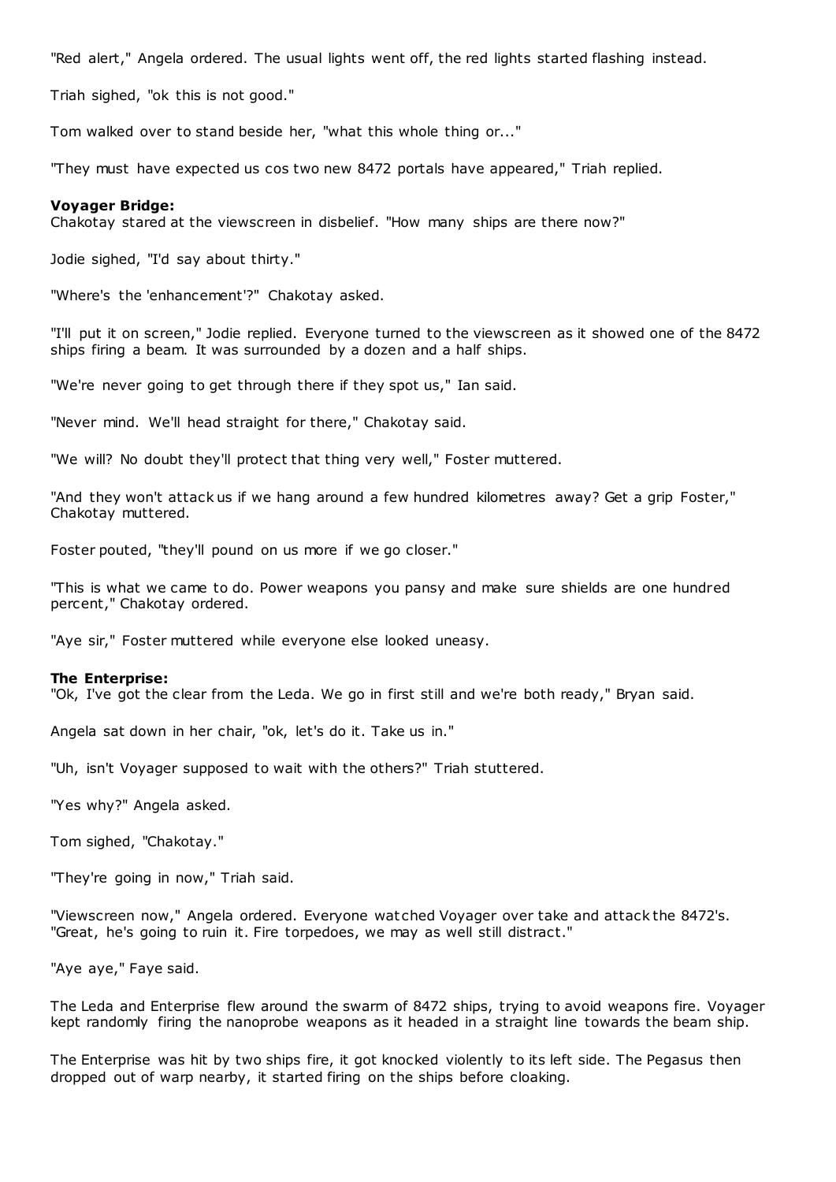"Red alert," Angela ordered. The usual lights went off, the red lights started flashing instead.

Triah sighed, "ok this is not good."

Tom walked over to stand beside her, "what this whole thing or..."

"They must have expected us cos two new 8472 portals have appeared," Triah replied.

**Voyager Bridge:**
Chakotay stared at the viewscreen in disbelief. "How many ships are there now?"

Jodie sighed, "I'd say about thirty."

"Where's the 'enhancement'?" Chakotay asked.

"I'll put it on screen," Jodie replied. Everyone turned to the viewscreen as it showed one of the 8472 ships firing a beam. It was surrounded by a dozen and a half ships.

"We're never going to get through there if they spot us," Ian said.

"Never mind. We'll head straight for there," Chakotay said.

"We will? No doubt they'll protect that thing very well," Foster muttered.

"And they won't attack us if we hang around a few hundred kilometres away? Get a grip Foster," Chakotay muttered.

Foster pouted, "they'll pound on us more if we go closer."

"This is what we came to do. Power weapons you pansy and make sure shields are one hundred percent," Chakotay ordered.

"Aye sir," Foster muttered while everyone else looked uneasy.

**The Enterprise:**
"Ok, I've got the clear from the Leda. We go in first still and we're both ready," Bryan said.

Angela sat down in her chair, "ok, let's do it. Take us in."

"Uh, isn't Voyager supposed to wait with the others?" Triah stuttered.

"Yes why?" Angela asked.

Tom sighed, "Chakotay."

"They're going in now," Triah said.

"Viewscreen now," Angela ordered. Everyone watched Voyager over take and attack the 8472's. "Great, he's going to ruin it. Fire torpedoes, we may as well still distract."

"Aye aye," Faye said.

The Leda and Enterprise flew around the swarm of 8472 ships, trying to avoid weapons fire. Voyager kept randomly firing the nanoprobe weapons as it headed in a straight line towards the beam ship.

The Enterprise was hit by two ships fire, it got knocked violently to its left side. The Pegasus then dropped out of warp nearby, it started firing on the ships before cloaking.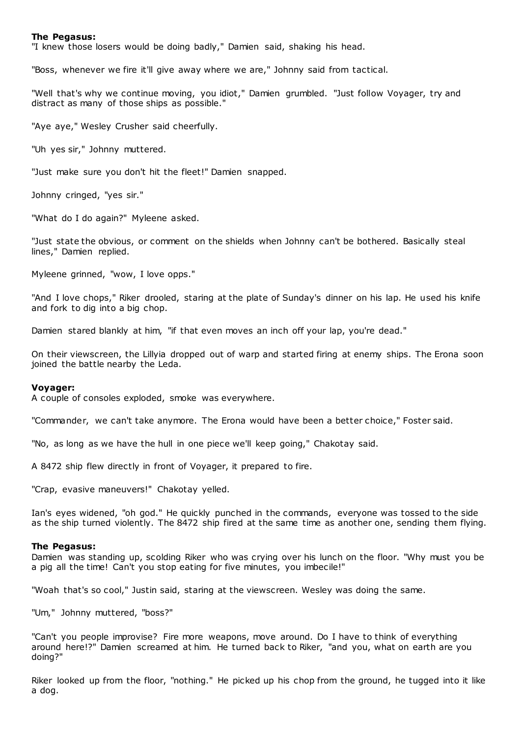**The Pegasus:**

"I knew those losers would be doing badly," Damien said, shaking his head.

"Boss, whenever we fire it'll give away where we are," Johnny said from tactical.

"Well that's why we continue moving, you idiot," Damien grumbled. "Just follow Voyager, try and distract as many of those ships as possible."

"Aye aye," Wesley Crusher said cheerfully.

"Uh yes sir," Johnny muttered.

"Just make sure you don't hit the fleet!" Damien snapped.

Johnny cringed, "yes sir."

"What do I do again?" Myleene asked.

"Just state the obvious, or comment on the shields when Johnny can't be bothered. Basically steal lines," Damien replied.

Myleene grinned, "wow, I love opps."

"And I love chops," Riker drooled, staring at the plate of Sunday's dinner on his lap. He used his knife and fork to dig into a big chop.

Damien stared blankly at him, "if that even moves an inch off your lap, you're dead."

On their viewscreen, the Lillyia dropped out of warp and started firing at enemy ships. The Erona soon joined the battle nearby the Leda.

**Voyager:**

A couple of consoles exploded, smoke was everywhere.

"Commander, we can't take anymore. The Erona would have been a better choice," Foster said.

"No, as long as we have the hull in one piece we'll keep going," Chakotay said.

A 8472 ship flew directly in front of Voyager, it prepared to fire.

"Crap, evasive maneuvers!" Chakotay yelled.

Ian's eyes widened, "oh god." He quickly punched in the commands, everyone was tossed to the side as the ship turned violently. The 8472 ship fired at the same time as another one, sending them flying.

**The Pegasus:**

Damien was standing up, scolding Riker who was crying over his lunch on the floor. "Why must you be a pig all the time! Can't you stop eating for five minutes, you imbecile!"

"Woah that's so cool," Justin said, staring at the viewscreen. Wesley was doing the same.

"Um," Johnny muttered, "boss?"

"Can't you people improvise? Fire more weapons, move around. Do I have to think of everything around here!?" Damien screamed at him. He turned back to Riker, "and you, what on earth are you doing?"

Riker looked up from the floor, "nothing." He picked up his chop from the ground, he tugged into it like a dog.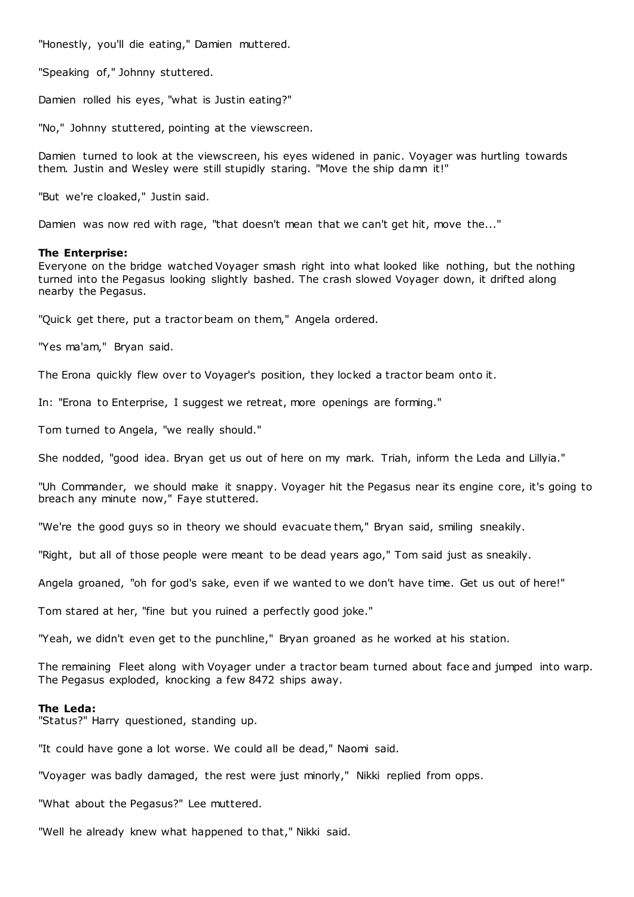"Honestly, you'll die eating," Damien muttered.

"Speaking of," Johnny stuttered.

Damien rolled his eyes, "what is Justin eating?"

"No," Johnny stuttered, pointing at the viewscreen.

Damien turned to look at the viewscreen, his eyes widened in panic. Voyager was hurtling towards them. Justin and Wesley were still stupidly staring. "Move the ship damn it!"

"But we're cloaked," Justin said.

Damien was now red with rage, "that doesn't mean that we can't get hit, move the..."

**The Enterprise:**
Everyone on the bridge watched Voyager smash right into what looked like nothing, but the nothing turned into the Pegasus looking slightly bashed. The crash slowed Voyager down, it drifted along nearby the Pegasus.

"Quick get there, put a tractor beam on them," Angela ordered.

"Yes ma'am," Bryan said.

The Erona quickly flew over to Voyager's position, they locked a tractor beam onto it.

In: "Erona to Enterprise, I suggest we retreat, more openings are forming."

Tom turned to Angela, "we really should."

She nodded, "good idea. Bryan get us out of here on my mark. Triah, inform the Leda and Lillyia."

"Uh Commander, we should make it snappy. Voyager hit the Pegasus near its engine core, it's going to breach any minute now," Faye stuttered.

"We're the good guys so in theory we should evacuate them," Bryan said, smiling sneakily.

"Right, but all of those people were meant to be dead years ago," Tom said just as sneakily.

Angela groaned, "oh for god's sake, even if we wanted to we don't have time. Get us out of here!"

Tom stared at her, "fine but you ruined a perfectly good joke."

"Yeah, we didn't even get to the punchline," Bryan groaned as he worked at his station.

The remaining Fleet along with Voyager under a tractor beam turned about face and jumped into warp. The Pegasus exploded, knocking a few 8472 ships away.

**The Leda:**
"Status?" Harry questioned, standing up.

"It could have gone a lot worse. We could all be dead," Naomi said.

"Voyager was badly damaged, the rest were just minorly," Nikki replied from opps.

"What about the Pegasus?" Lee muttered.

"Well he already knew what happened to that," Nikki said.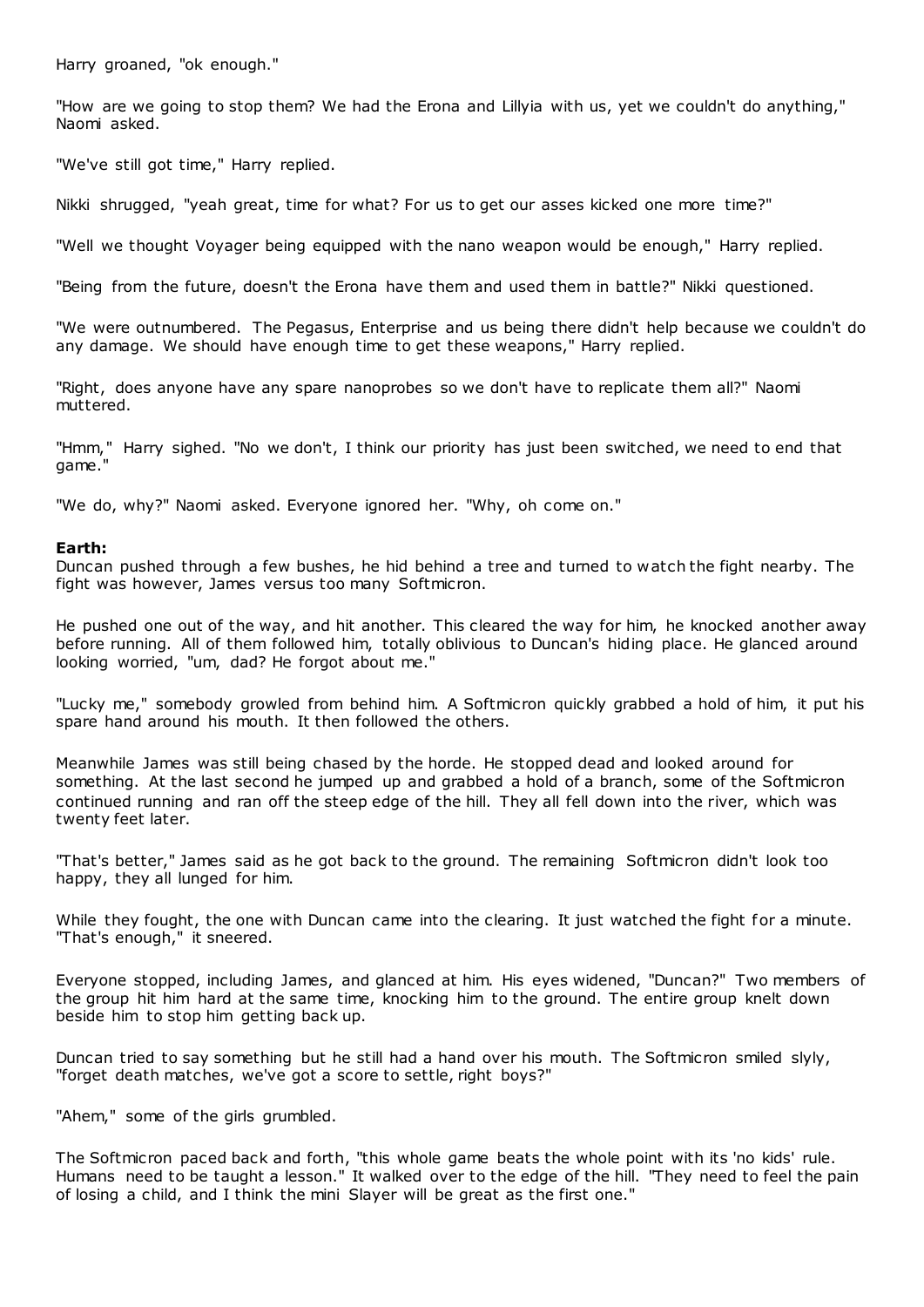Harry groaned, "ok enough."

"How are we going to stop them? We had the Erona and Lillyia with us, yet we couldn't do anything," Naomi asked.

"We've still got time," Harry replied.

Nikki shrugged, "yeah great, time for what? For us to get our asses kicked one more time?"

"Well we thought Voyager being equipped with the nano weapon would be enough," Harry replied.

"Being from the future, doesn't the Erona have them and used them in battle?" Nikki questioned.

"We were outnumbered. The Pegasus, Enterprise and us being there didn't help because we couldn't do any damage. We should have enough time to get these weapons," Harry replied.

"Right, does anyone have any spare nanoprobes so we don't have to replicate them all?" Naomi muttered.

"Hmm," Harry sighed. "No we don't, I think our priority has just been switched, we need to end that game."

"We do, why?" Naomi asked. Everyone ignored her. "Why, oh come on."

**Earth:**

Duncan pushed through a few bushes, he hid behind a tree and turned to watch the fight nearby. The fight was however, James versus too many Softmicron.

He pushed one out of the way, and hit another. This cleared the way for him, he knocked another away before running. All of them followed him, totally oblivious to Duncan's hiding place. He glanced around looking worried, "um, dad? He forgot about me."

"Lucky me," somebody growled from behind him. A Softmicron quickly grabbed a hold of him, it put his spare hand around his mouth. It then followed the others.

Meanwhile James was still being chased by the horde. He stopped dead and looked around for something. At the last second he jumped up and grabbed a hold of a branch, some of the Softmicron continued running and ran off the steep edge of the hill. They all fell down into the river, which was twenty feet later.

"That's better," James said as he got back to the ground. The remaining Softmicron didn't look too happy, they all lunged for him.

While they fought, the one with Duncan came into the clearing. It just watched the fight for a minute. "That's enough," it sneered.

Everyone stopped, including James, and glanced at him. His eyes widened, "Duncan?" Two members of the group hit him hard at the same time, knocking him to the ground. The entire group knelt down beside him to stop him getting back up.

Duncan tried to say something but he still had a hand over his mouth. The Softmicron smiled slyly, "forget death matches, we've got a score to settle, right boys?"

"Ahem," some of the girls grumbled.

The Softmicron paced back and forth, "this whole game beats the whole point with its 'no kids' rule. Humans need to be taught a lesson." It walked over to the edge of the hill. "They need to feel the pain of losing a child, and I think the mini Slayer will be great as the first one."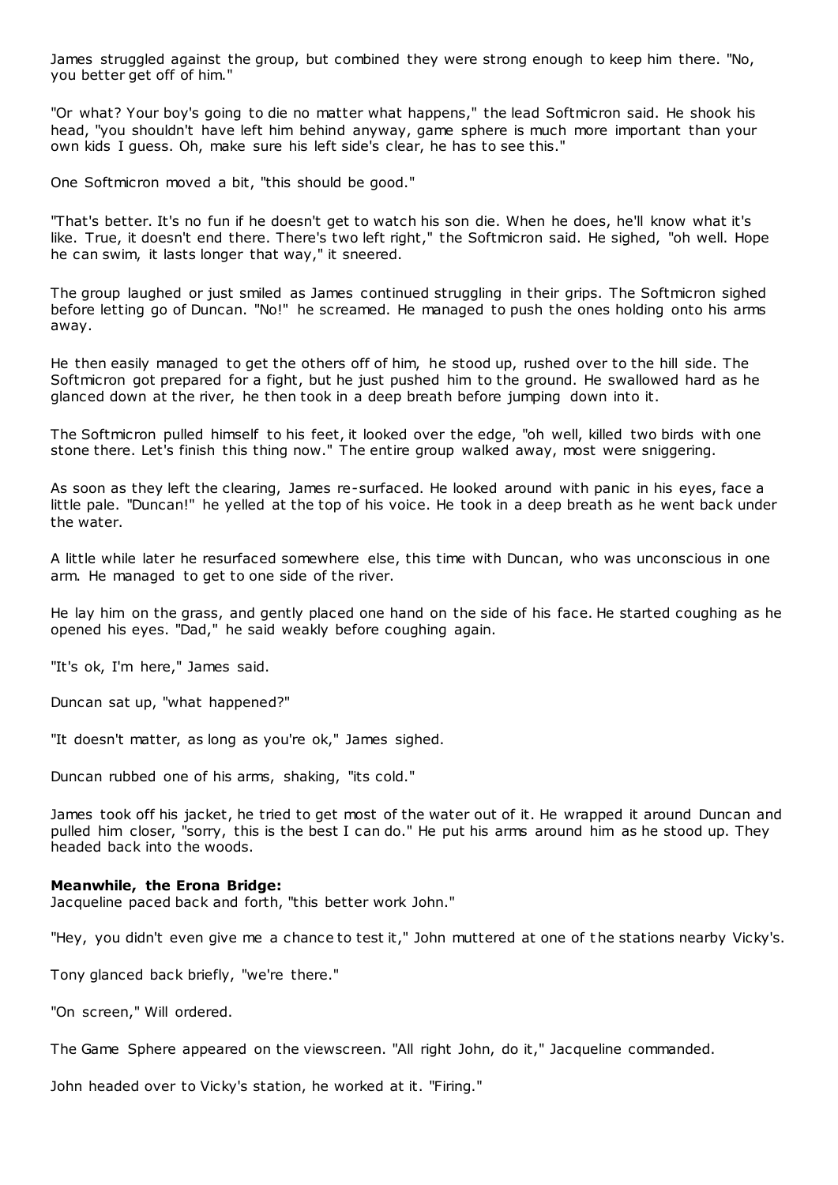James struggled against the group, but combined they were strong enough to keep him there. "No, you better get off of him."

"Or what? Your boy's going to die no matter what happens," the lead Softmicron said. He shook his head, "you shouldn't have left him behind anyway, game sphere is much more important than your own kids I guess. Oh, make sure his left side's clear, he has to see this."

One Softmicron moved a bit, "this should be good."

"That's better. It's no fun if he doesn't get to watch his son die. When he does, he'll know what it's like. True, it doesn't end there. There's two left right," the Softmicron said. He sighed, "oh well. Hope he can swim, it lasts longer that way," it sneered.

The group laughed or just smiled as James continued struggling in their grips. The Softmicron sighed before letting go of Duncan. "No!" he screamed. He managed to push the ones holding onto his arms away.

He then easily managed to get the others off of him, he stood up, rushed over to the hill side. The Softmicron got prepared for a fight, but he just pushed him to the ground. He swallowed hard as he glanced down at the river, he then took in a deep breath before jumping down into it.

The Softmicron pulled himself to his feet, it looked over the edge, "oh well, killed two birds with one stone there. Let's finish this thing now." The entire group walked away, most were sniggering.

As soon as they left the clearing, James re-surfaced. He looked around with panic in his eyes, face a little pale. "Duncan!" he yelled at the top of his voice. He took in a deep breath as he went back under the water.

A little while later he resurfaced somewhere else, this time with Duncan, who was unconscious in one arm. He managed to get to one side of the river.

He lay him on the grass, and gently placed one hand on the side of his face. He started coughing as he opened his eyes. "Dad," he said weakly before coughing again.

"It's ok, I'm here," James said.

Duncan sat up, "what happened?"

"It doesn't matter, as long as you're ok," James sighed.

Duncan rubbed one of his arms, shaking, "its cold."

James took off his jacket, he tried to get most of the water out of it. He wrapped it around Duncan and pulled him closer, "sorry, this is the best I can do." He put his arms around him as he stood up. They headed back into the woods.

**Meanwhile, the Erona Bridge:**

Jacqueline paced back and forth, "this better work John."

"Hey, you didn't even give me a chance to test it," John muttered at one of the stations nearby Vicky's.

Tony glanced back briefly, "we're there."

"On screen," Will ordered.

The Game Sphere appeared on the viewscreen. "All right John, do it," Jacqueline commanded.

John headed over to Vicky's station, he worked at it. "Firing."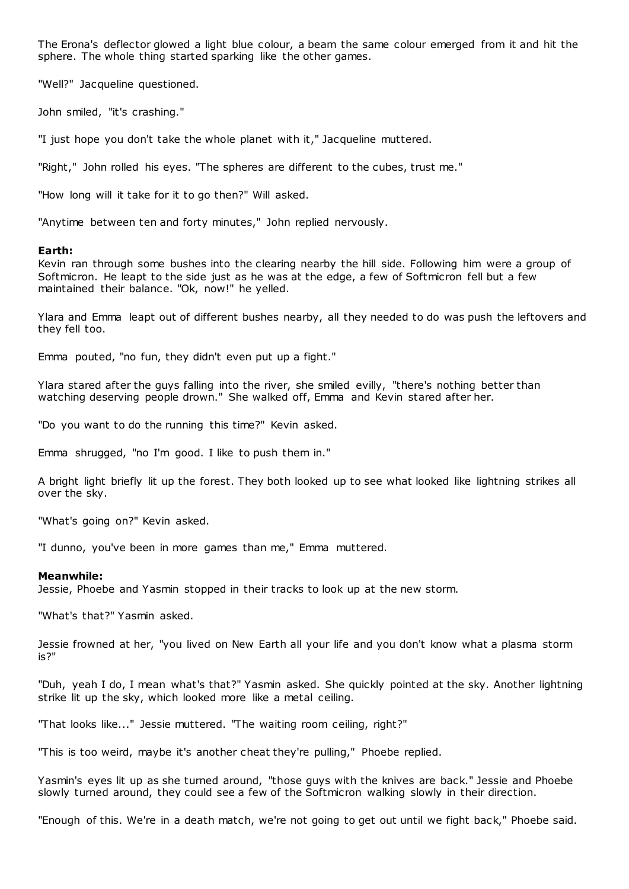The Erona's deflector glowed a light blue colour, a beam the same colour emerged from it and hit the sphere. The whole thing started sparking like the other games.

"Well?" Jacqueline questioned.

John smiled, "it's crashing."

"I just hope you don't take the whole planet with it," Jacqueline muttered.

"Right," John rolled his eyes. "The spheres are different to the cubes, trust me."

"How long will it take for it to go then?" Will asked.

"Anytime between ten and forty minutes," John replied nervously.

**Earth:**
Kevin ran through some bushes into the clearing nearby the hill side. Following him were a group of Softmicron. He leapt to the side just as he was at the edge, a few of Softmicron fell but a few maintained their balance. "Ok, now!" he yelled.

Ylara and Emma leapt out of different bushes nearby, all they needed to do was push the leftovers and they fell too.

Emma pouted, "no fun, they didn't even put up a fight."

Ylara stared after the guys falling into the river, she smiled evilly, "there's nothing better than watching deserving people drown." She walked off, Emma and Kevin stared after her.

"Do you want to do the running this time?" Kevin asked.

Emma shrugged, "no I'm good. I like to push them in."

A bright light briefly lit up the forest. They both looked up to see what looked like lightning strikes all over the sky.

"What's going on?" Kevin asked.

"I dunno, you've been in more games than me," Emma muttered.

**Meanwhile:**
Jessie, Phoebe and Yasmin stopped in their tracks to look up at the new storm.

"What's that?" Yasmin asked.

Jessie frowned at her, "you lived on New Earth all your life and you don't know what a plasma storm is?"

"Duh, yeah I do, I mean what's that?" Yasmin asked. She quickly pointed at the sky. Another lightning strike lit up the sky, which looked more like a metal ceiling.

"That looks like..." Jessie muttered. "The waiting room ceiling, right?"

"This is too weird, maybe it's another cheat they're pulling," Phoebe replied.

Yasmin's eyes lit up as she turned around, "those guys with the knives are back." Jessie and Phoebe slowly turned around, they could see a few of the Softmicron walking slowly in their direction.

"Enough of this. We're in a death match, we're not going to get out until we fight back," Phoebe said.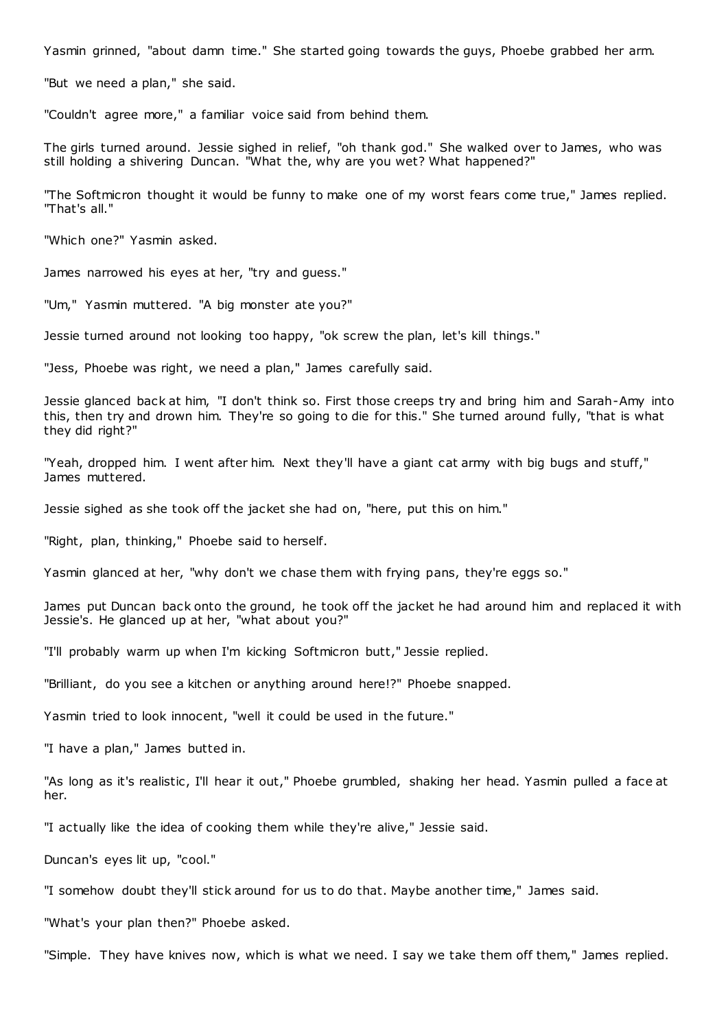Yasmin grinned, "about damn time." She started going towards the guys, Phoebe grabbed her arm.

"But we need a plan," she said.

"Couldn't agree more," a familiar voice said from behind them.

The girls turned around. Jessie sighed in relief, "oh thank god." She walked over to James, who was still holding a shivering Duncan. "What the, why are you wet? What happened?"

"The Softmicron thought it would be funny to make one of my worst fears come true," James replied. "That's all."

"Which one?" Yasmin asked.

James narrowed his eyes at her, "try and guess."

"Um," Yasmin muttered. "A big monster ate you?"

Jessie turned around not looking too happy, "ok screw the plan, let's kill things."

"Jess, Phoebe was right, we need a plan," James carefully said.

Jessie glanced back at him, "I don't think so. First those creeps try and bring him and Sarah-Amy into this, then try and drown him. They're so going to die for this." She turned around fully, "that is what they did right?"

"Yeah, dropped him. I went after him. Next they'll have a giant cat army with big bugs and stuff," James muttered.

Jessie sighed as she took off the jacket she had on, "here, put this on him."

"Right, plan, thinking," Phoebe said to herself.

Yasmin glanced at her, "why don't we chase them with frying pans, they're eggs so."

James put Duncan back onto the ground, he took off the jacket he had around him and replaced it with Jessie's. He glanced up at her, "what about you?"

"I'll probably warm up when I'm kicking Softmicron butt," Jessie replied.

"Brilliant, do you see a kitchen or anything around here!?" Phoebe snapped.

Yasmin tried to look innocent, "well it could be used in the future."

"I have a plan," James butted in.

"As long as it's realistic, I'll hear it out," Phoebe grumbled, shaking her head. Yasmin pulled a face at her.

"I actually like the idea of cooking them while they're alive," Jessie said.

Duncan's eyes lit up, "cool."

"I somehow doubt they'll stick around for us to do that. Maybe another time," James said.

"What's your plan then?" Phoebe asked.

"Simple. They have knives now, which is what we need. I say we take them off them," James replied.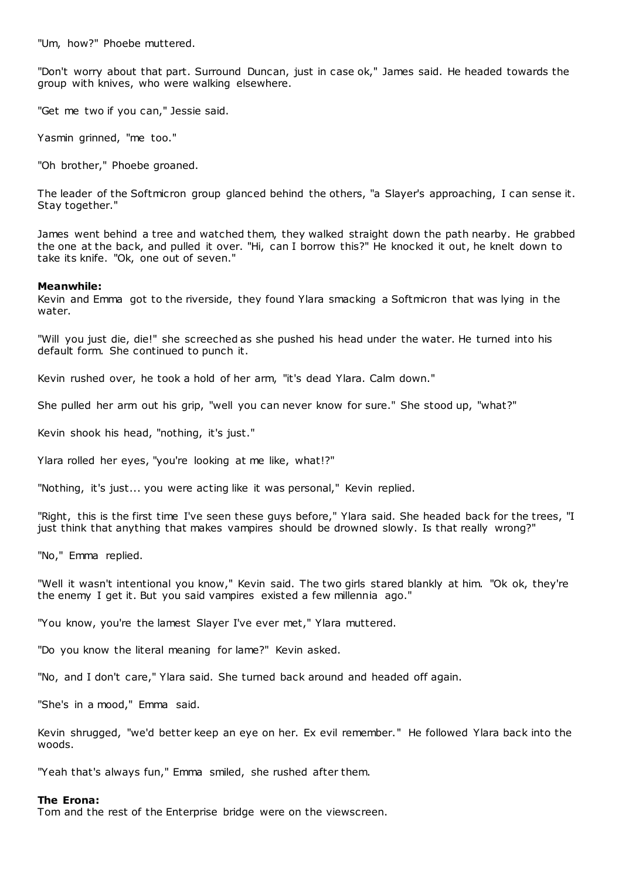"Um, how?" Phoebe muttered.

"Don't worry about that part. Surround Duncan, just in case ok," James said. He headed towards the group with knives, who were walking elsewhere.

"Get me two if you can," Jessie said.

Yasmin grinned, "me too."

"Oh brother," Phoebe groaned.

The leader of the Softmicron group glanced behind the others, "a Slayer's approaching, I can sense it. Stay together."

James went behind a tree and watched them, they walked straight down the path nearby. He grabbed the one at the back, and pulled it over. "Hi, can I borrow this?" He knocked it out, he knelt down to take its knife. "Ok, one out of seven."

**Meanwhile:**
Kevin and Emma got to the riverside, they found Ylara smacking a Softmicron that was lying in the water.

"Will you just die, die!" she screeched as she pushed his head under the water. He turned into his default form. She continued to punch it.

Kevin rushed over, he took a hold of her arm, "it's dead Ylara. Calm down."

She pulled her arm out his grip, "well you can never know for sure." She stood up, "what?"

Kevin shook his head, "nothing, it's just."

Ylara rolled her eyes, "you're looking at me like, what!?"

"Nothing, it's just... you were acting like it was personal," Kevin replied.

"Right, this is the first time I've seen these guys before," Ylara said. She headed back for the trees, "I just think that anything that makes vampires should be drowned slowly. Is that really wrong?"

"No," Emma replied.

"Well it wasn't intentional you know," Kevin said. The two girls stared blankly at him. "Ok ok, they're the enemy I get it. But you said vampires existed a few millennia ago."

"You know, you're the lamest Slayer I've ever met," Ylara muttered.

"Do you know the literal meaning for lame?" Kevin asked.

"No, and I don't care," Ylara said. She turned back around and headed off again.

"She's in a mood," Emma said.

Kevin shrugged, "we'd better keep an eye on her. Ex evil remember." He followed Ylara back into the woods.

"Yeah that's always fun," Emma smiled, she rushed after them.

**The Erona:**
Tom and the rest of the Enterprise bridge were on the viewscreen.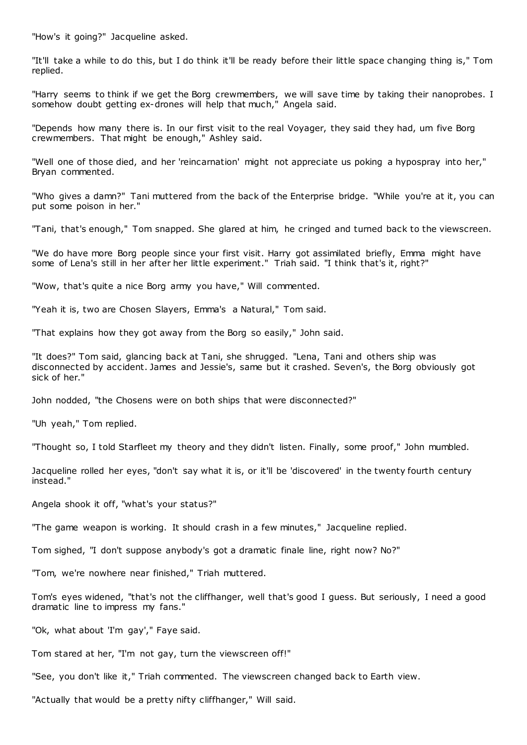"How's it going?" Jacqueline asked.

"It'll take a while to do this, but I do think it'll be ready before their little space changing thing is," Tom replied.

"Harry seems to think if we get the Borg crewmembers, we will save time by taking their nanoprobes. I somehow doubt getting ex-drones will help that much," Angela said.

"Depends how many there is. In our first visit to the real Voyager, they said they had, um five Borg crewmembers. That might be enough," Ashley said.

"Well one of those died, and her 'reincarnation' might not appreciate us poking a hypospray into her," Bryan commented.

"Who gives a damn?" Tani muttered from the back of the Enterprise bridge. "While you're at it, you can put some poison in her."

"Tani, that's enough," Tom snapped. She glared at him, he cringed and turned back to the viewscreen.

"We do have more Borg people since your first visit. Harry got assimilated briefly, Emma might have some of Lena's still in her after her little experiment." Triah said. "I think that's it, right?"

"Wow, that's quite a nice Borg army you have," Will commented.

"Yeah it is, two are Chosen Slayers, Emma's a Natural," Tom said.

"That explains how they got away from the Borg so easily," John said.

"It does?" Tom said, glancing back at Tani, she shrugged. "Lena, Tani and others ship was disconnected by accident. James and Jessie's, same but it crashed. Seven's, the Borg obviously got sick of her."

John nodded, "the Chosens were on both ships that were disconnected?"

"Uh yeah," Tom replied.

"Thought so, I told Starfleet my theory and they didn't listen. Finally, some proof," John mumbled.

Jacqueline rolled her eyes, "don't say what it is, or it'll be 'discovered' in the twenty fourth century instead."

Angela shook it off, "what's your status?"

"The game weapon is working. It should crash in a few minutes," Jacqueline replied.

Tom sighed, "I don't suppose anybody's got a dramatic finale line, right now? No?"

"Tom, we're nowhere near finished," Triah muttered.

Tom's eyes widened, "that's not the cliffhanger, well that's good I guess. But seriously, I need a good dramatic line to impress my fans."

"Ok, what about 'I'm gay'," Faye said.

Tom stared at her, "I'm not gay, turn the viewscreen off!"

"See, you don't like it," Triah commented. The viewscreen changed back to Earth view.

"Actually that would be a pretty nifty cliffhanger," Will said.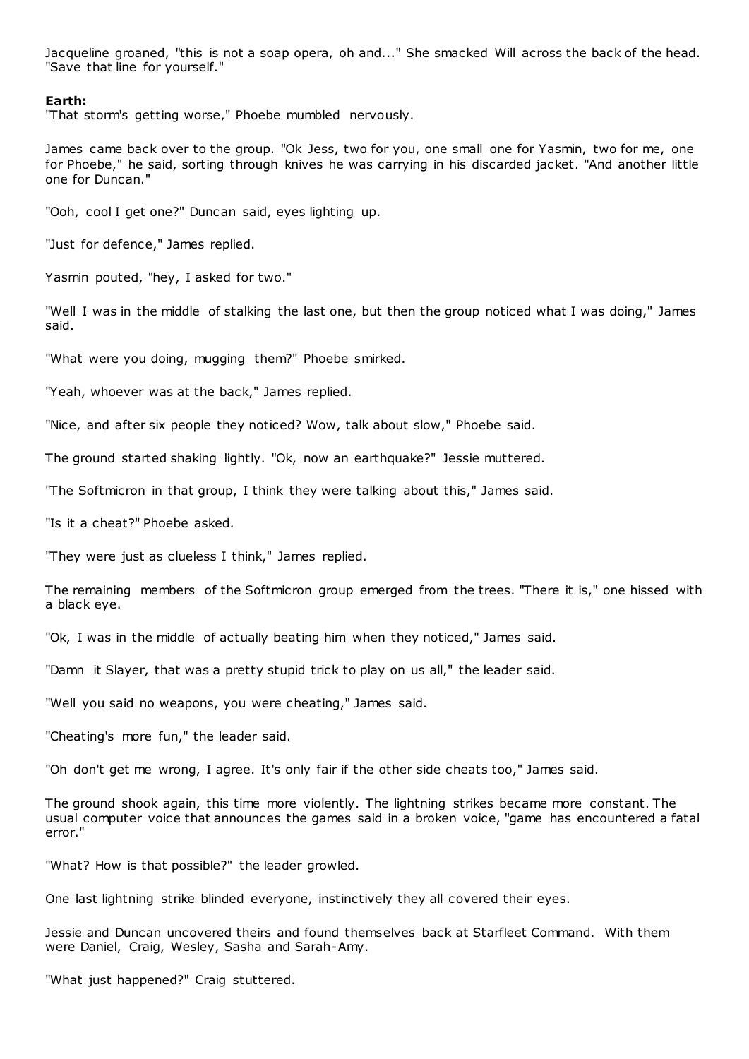Jacqueline groaned, "this is not a soap opera, oh and..." She smacked Will across the back of the head. "Save that line for yourself."

**Earth:**

"That storm's getting worse," Phoebe mumbled nervously.

James came back over to the group. "Ok Jess, two for you, one small one for Yasmin, two for me, one for Phoebe," he said, sorting through knives he was carrying in his discarded jacket. "And another little one for Duncan."

"Ooh, cool I get one?" Duncan said, eyes lighting up.

"Just for defence," James replied.

Yasmin pouted, "hey, I asked for two."

"Well I was in the middle of stalking the last one, but then the group noticed what I was doing," James said.

"What were you doing, mugging them?" Phoebe smirked.

"Yeah, whoever was at the back," James replied.

"Nice, and after six people they noticed? Wow, talk about slow," Phoebe said.

The ground started shaking lightly. "Ok, now an earthquake?" Jessie muttered.

"The Softmicron in that group, I think they were talking about this," James said.

"Is it a cheat?" Phoebe asked.

"They were just as clueless I think," James replied.

The remaining members of the Softmicron group emerged from the trees. "There it is," one hissed with a black eye.

"Ok, I was in the middle of actually beating him when they noticed," James said.

"Damn it Slayer, that was a pretty stupid trick to play on us all," the leader said.

"Well you said no weapons, you were cheating," James said.

"Cheating's more fun," the leader said.

"Oh don't get me wrong, I agree. It's only fair if the other side cheats too," James said.

The ground shook again, this time more violently. The lightning strikes became more constant. The usual computer voice that announces the games said in a broken voice, "game has encountered a fatal error."

"What? How is that possible?" the leader growled.

One last lightning strike blinded everyone, instinctively they all covered their eyes.

Jessie and Duncan uncovered theirs and found themselves back at Starfleet Command. With them were Daniel, Craig, Wesley, Sasha and Sarah-Amy.

"What just happened?" Craig stuttered.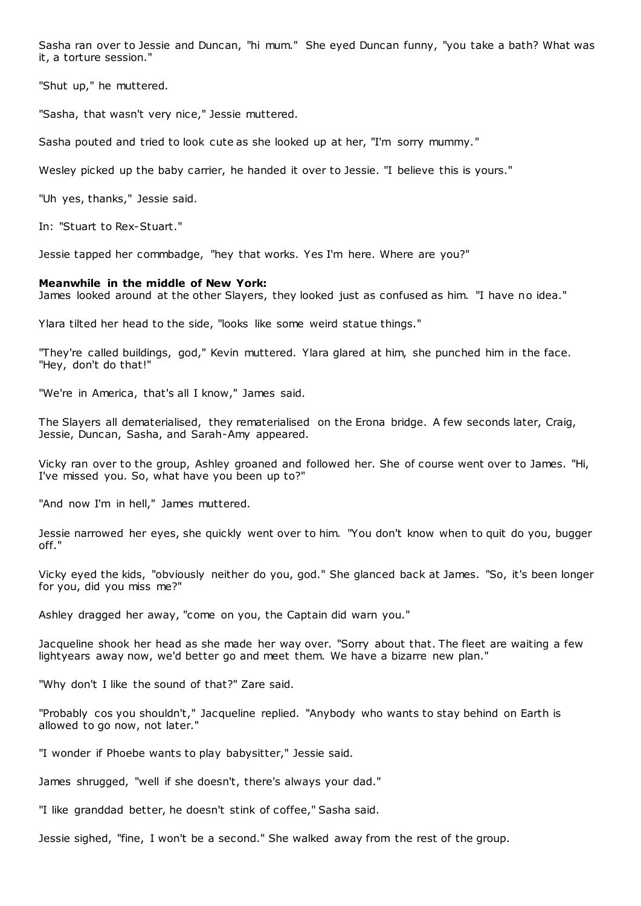Sasha ran over to Jessie and Duncan, "hi mum." She eyed Duncan funny, "you take a bath? What was it, a torture session."

"Shut up," he muttered.

"Sasha, that wasn't very nice," Jessie muttered.

Sasha pouted and tried to look cute as she looked up at her, "I'm sorry mummy."

Wesley picked up the baby carrier, he handed it over to Jessie. "I believe this is yours."

"Uh yes, thanks," Jessie said.

In: "Stuart to Rex-Stuart."

Jessie tapped her commbadge, "hey that works. Yes I'm here. Where are you?"

**Meanwhile in the middle of New York:**
James looked around at the other Slayers, they looked just as confused as him. "I have no idea."

Ylara tilted her head to the side, "looks like some weird statue things."

"They're called buildings, god," Kevin muttered. Ylara glared at him, she punched him in the face. "Hey, don't do that!"

"We're in America, that's all I know," James said.

The Slayers all dematerialised, they rematerialised on the Erona bridge. A few seconds later, Craig, Jessie, Duncan, Sasha, and Sarah-Amy appeared.

Vicky ran over to the group, Ashley groaned and followed her. She of course went over to James. "Hi, I've missed you. So, what have you been up to?"

"And now I'm in hell," James muttered.

Jessie narrowed her eyes, she quickly went over to him. "You don't know when to quit do you, bugger off."

Vicky eyed the kids, "obviously neither do you, god." She glanced back at James. "So, it's been longer for you, did you miss me?"

Ashley dragged her away, "come on you, the Captain did warn you."

Jacqueline shook her head as she made her way over. "Sorry about that. The fleet are waiting a few lightyears away now, we'd better go and meet them. We have a bizarre new plan."

"Why don't I like the sound of that?" Zare said.

"Probably cos you shouldn't," Jacqueline replied. "Anybody who wants to stay behind on Earth is allowed to go now, not later."

"I wonder if Phoebe wants to play babysitter," Jessie said.

James shrugged, "well if she doesn't, there's always your dad."

"I like granddad better, he doesn't stink of coffee," Sasha said.

Jessie sighed, "fine, I won't be a second." She walked away from the rest of the group.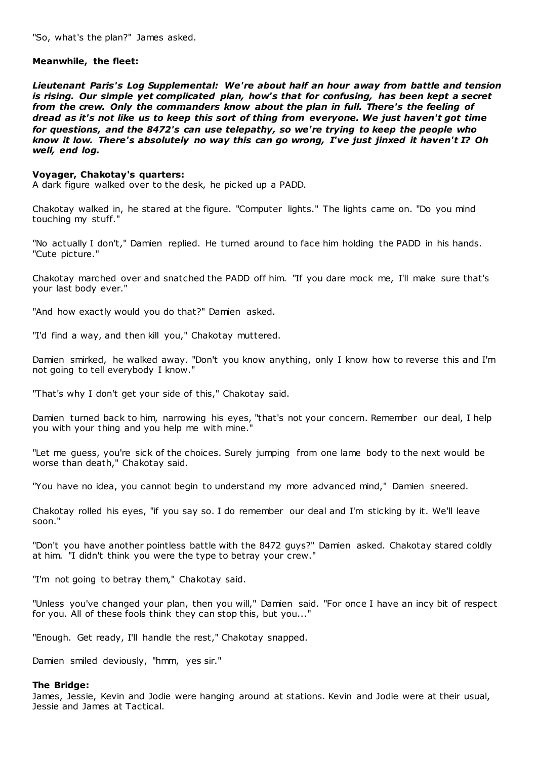"So, what's the plan?" James asked.

**Meanwhile, the fleet:**

***Lieutenant Paris's Log Supplemental: We're about half an hour away from battle and tension is rising. Our simple yet complicated plan, how's that for confusing, has been kept a secret from the crew. Only the commanders know about the plan in full. There's the feeling of dread as it's not like us to keep this sort of thing from everyone. We just haven't got time for questions, and the 8472's can use telepathy, so we're trying to keep the people who know it low. There's absolutely no way this can go wrong, I've just jinxed it haven't I? Oh well, end log.***

**Voyager, Chakotay's quarters:**

A dark figure walked over to the desk, he picked up a PADD.

Chakotay walked in, he stared at the figure. "Computer lights." The lights came on. "Do you mind touching my stuff."

"No actually I don't," Damien replied. He turned around to face him holding the PADD in his hands. "Cute picture."

Chakotay marched over and snatched the PADD off him. "If you dare mock me, I'll make sure that's your last body ever."

"And how exactly would you do that?" Damien asked.

"I'd find a way, and then kill you," Chakotay muttered.

Damien smirked, he walked away. "Don't you know anything, only I know how to reverse this and I'm not going to tell everybody I know."

"That's why I don't get your side of this," Chakotay said.

Damien turned back to him, narrowing his eyes, "that's not your concern. Remember our deal, I help you with your thing and you help me with mine."

"Let me guess, you're sick of the choices. Surely jumping from one lame body to the next would be worse than death," Chakotay said.

"You have no idea, you cannot begin to understand my more advanced mind," Damien sneered.

Chakotay rolled his eyes, "if you say so. I do remember our deal and I'm sticking by it. We'll leave soon."

"Don't you have another pointless battle with the 8472 guys?" Damien asked. Chakotay stared coldly at him. "I didn't think you were the type to betray your crew."

"I'm not going to betray them," Chakotay said.

"Unless you've changed your plan, then you will," Damien said. "For once I have an incy bit of respect for you. All of these fools think they can stop this, but you..."

"Enough. Get ready, I'll handle the rest," Chakotay snapped.

Damien smiled deviously, "hmm, yes sir."

**The Bridge:**

James, Jessie, Kevin and Jodie were hanging around at stations. Kevin and Jodie were at their usual, Jessie and James at Tactical.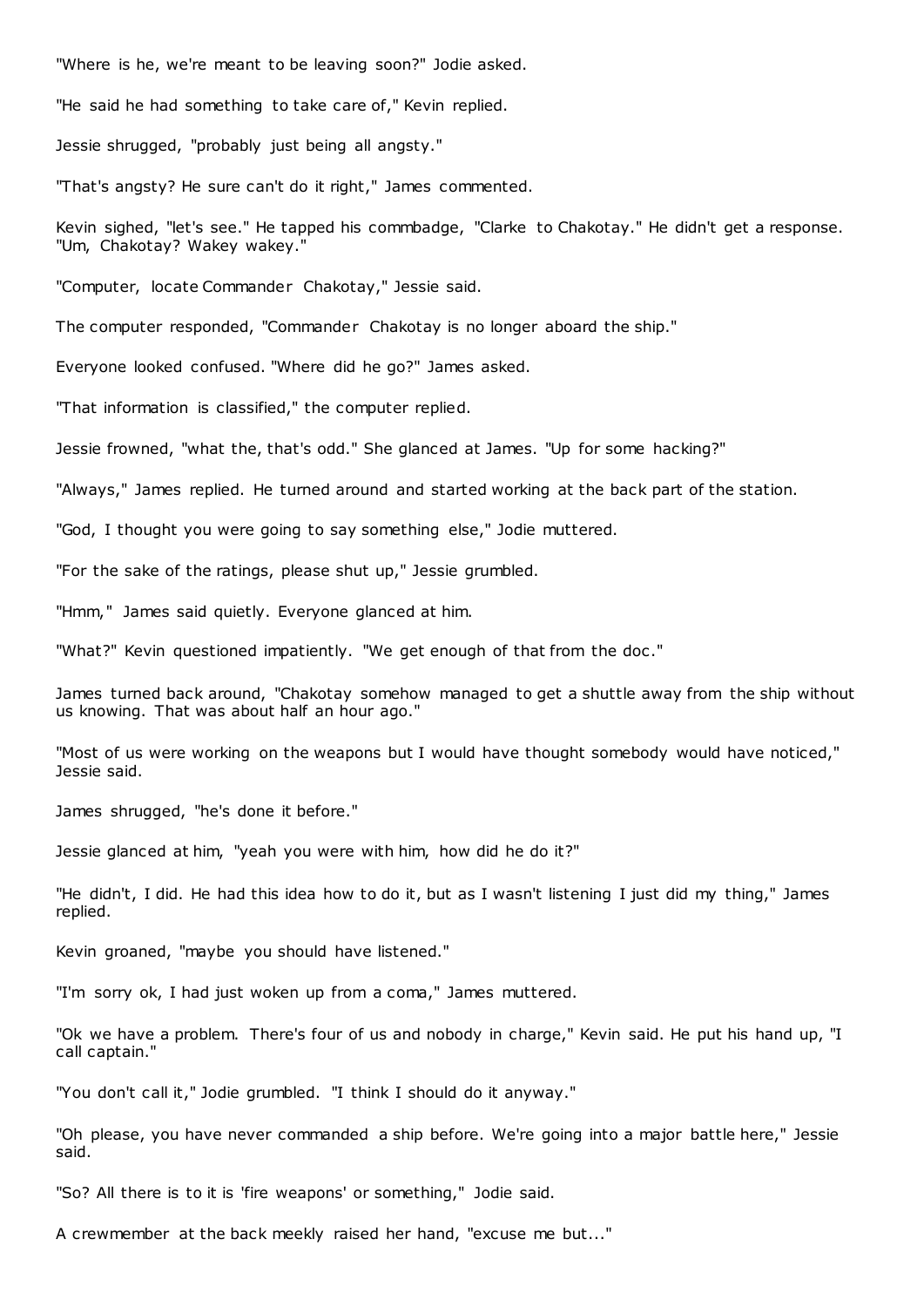"Where is he, we're meant to be leaving soon?" Jodie asked.

"He said he had something to take care of," Kevin replied.

Jessie shrugged, "probably just being all angsty."

"That's angsty? He sure can't do it right," James commented.

Kevin sighed, "let's see." He tapped his commbadge, "Clarke to Chakotay." He didn't get a response. "Um, Chakotay? Wakey wakey."

"Computer, locate Commander Chakotay," Jessie said.

The computer responded, "Commander Chakotay is no longer aboard the ship."

Everyone looked confused. "Where did he go?" James asked.

"That information is classified," the computer replied.

Jessie frowned, "what the, that's odd." She glanced at James. "Up for some hacking?"

"Always," James replied. He turned around and started working at the back part of the station.

"God, I thought you were going to say something else," Jodie muttered.

"For the sake of the ratings, please shut up," Jessie grumbled.

"Hmm," James said quietly. Everyone glanced at him.

"What?" Kevin questioned impatiently. "We get enough of that from the doc."

James turned back around, "Chakotay somehow managed to get a shuttle away from the ship without us knowing. That was about half an hour ago."

"Most of us were working on the weapons but I would have thought somebody would have noticed," Jessie said.

James shrugged, "he's done it before."

Jessie glanced at him, "yeah you were with him, how did he do it?"

"He didn't, I did. He had this idea how to do it, but as I wasn't listening I just did my thing," James replied.

Kevin groaned, "maybe you should have listened."

"I'm sorry ok, I had just woken up from a coma," James muttered.

"Ok we have a problem. There's four of us and nobody in charge," Kevin said. He put his hand up, "I call captain."

"You don't call it," Jodie grumbled. "I think I should do it anyway."

"Oh please, you have never commanded a ship before. We're going into a major battle here," Jessie said.

"So? All there is to it is 'fire weapons' or something," Jodie said.

A crewmember at the back meekly raised her hand, "excuse me but..."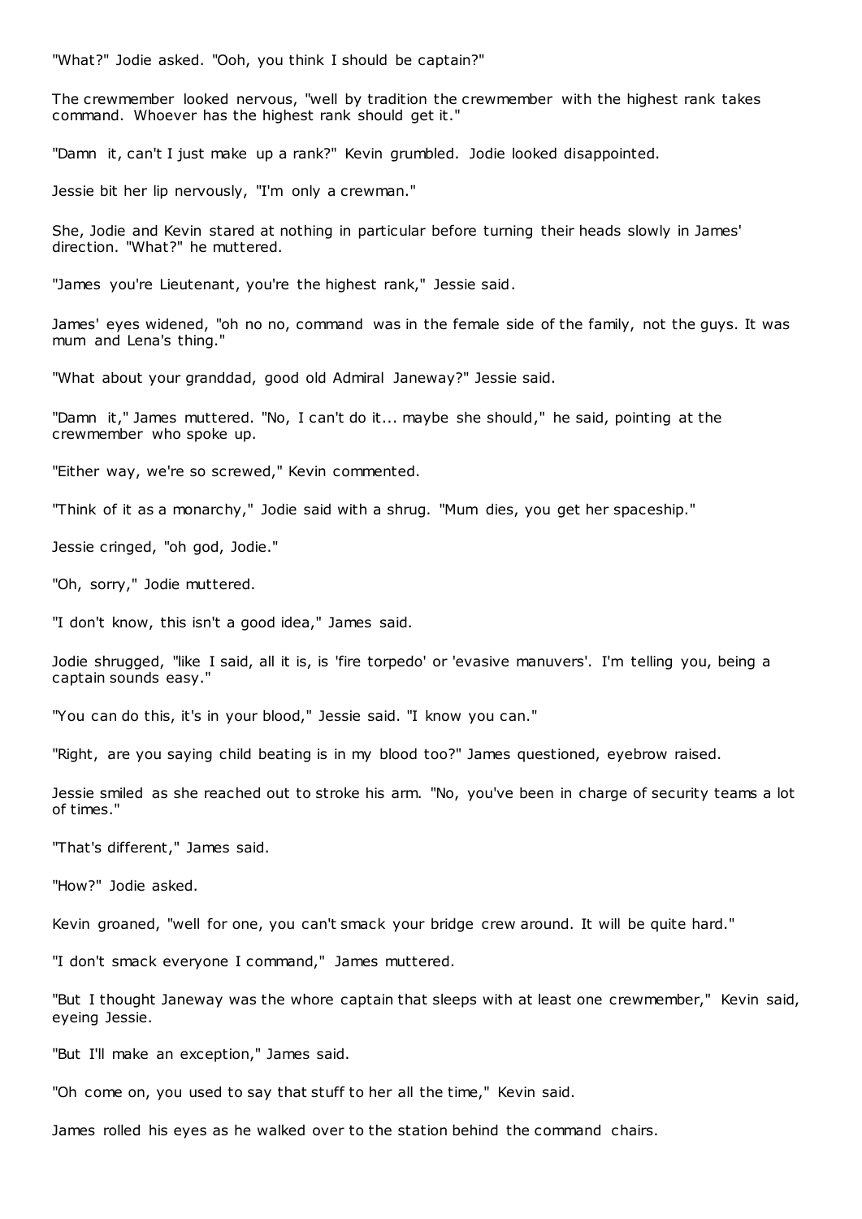"What?" Jodie asked. "Ooh, you think I should be captain?"

The crewmember looked nervous, "well by tradition the crewmember with the highest rank takes command. Whoever has the highest rank should get it."

"Damn it, can't I just make up a rank?" Kevin grumbled. Jodie looked disappointed.

Jessie bit her lip nervously, "I'm only a crewman."

She, Jodie and Kevin stared at nothing in particular before turning their heads slowly in James' direction. "What?" he muttered.

"James you're Lieutenant, you're the highest rank," Jessie said.

James' eyes widened, "oh no no, command was in the female side of the family, not the guys. It was mum and Lena's thing."

"What about your granddad, good old Admiral Janeway?" Jessie said.

"Damn it," James muttered. "No, I can't do it... maybe she should," he said, pointing at the crewmember who spoke up.

"Either way, we're so screwed," Kevin commented.

"Think of it as a monarchy," Jodie said with a shrug. "Mum dies, you get her spaceship."

Jessie cringed, "oh god, Jodie."

"Oh, sorry," Jodie muttered.

"I don't know, this isn't a good idea," James said.

Jodie shrugged, "like I said, all it is, is 'fire torpedo' or 'evasive manuvers'. I'm telling you, being a captain sounds easy."

"You can do this, it's in your blood," Jessie said. "I know you can."

"Right, are you saying child beating is in my blood too?" James questioned, eyebrow raised.

Jessie smiled as she reached out to stroke his arm. "No, you've been in charge of security teams a lot of times."

"That's different," James said.

"How?" Jodie asked.

Kevin groaned, "well for one, you can't smack your bridge crew around. It will be quite hard."

"I don't smack everyone I command," James muttered.

"But I thought Janeway was the whore captain that sleeps with at least one crewmember," Kevin said, eyeing Jessie.

"But I'll make an exception," James said.

"Oh come on, you used to say that stuff to her all the time," Kevin said.

James rolled his eyes as he walked over to the station behind the command chairs.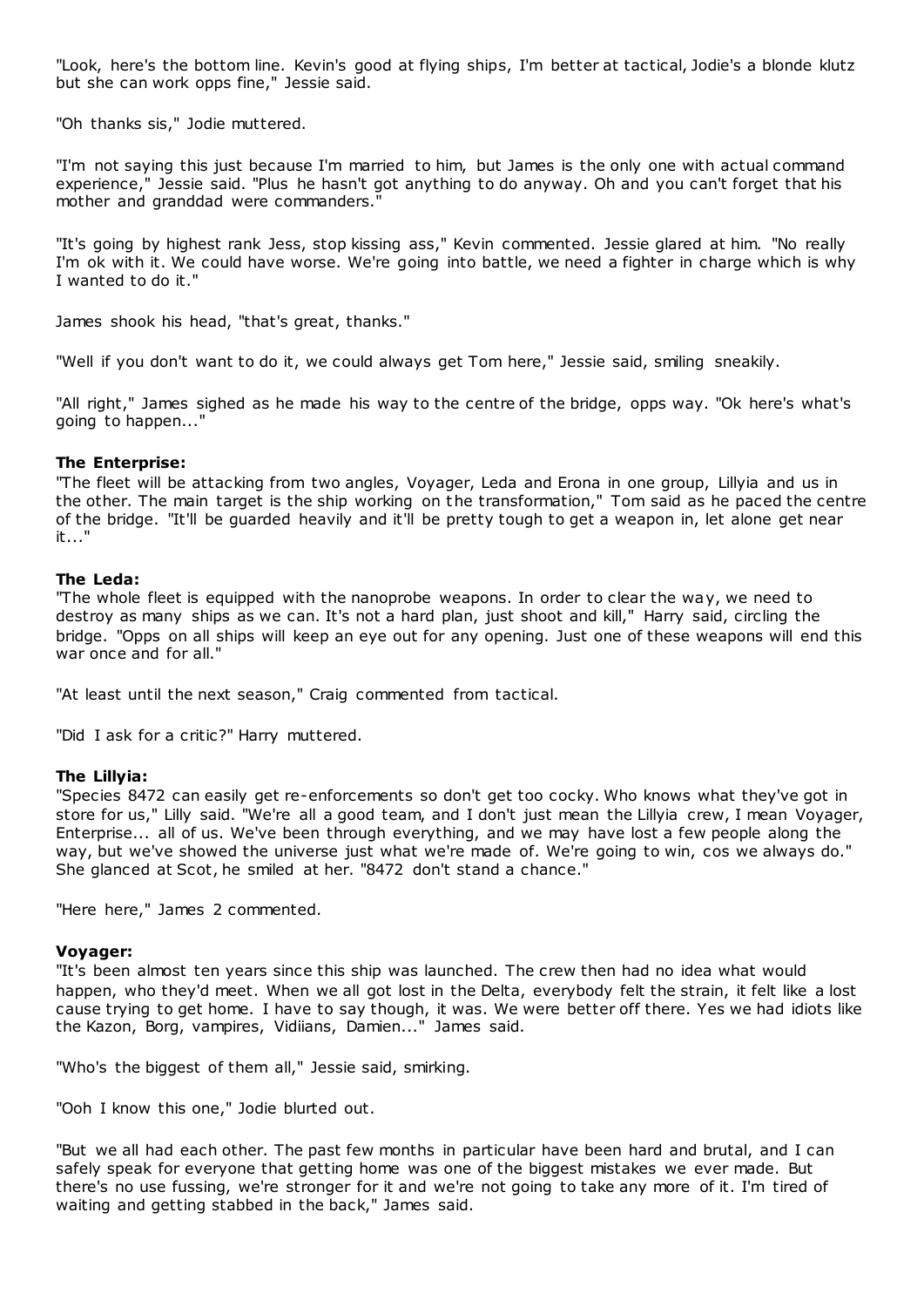"Look, here's the bottom line. Kevin's good at flying ships, I'm better at tactical, Jodie's a blonde klutz but she can work opps fine," Jessie said.

"Oh thanks sis," Jodie muttered.

"I'm not saying this just because I'm married to him, but James is the only one with actual command experience," Jessie said. "Plus he hasn't got anything to do anyway. Oh and you can't forget that his mother and granddad were commanders."

"It's going by highest rank Jess, stop kissing ass," Kevin commented. Jessie glared at him. "No really I'm ok with it. We could have worse. We're going into battle, we need a fighter in charge which is why I wanted to do it."

James shook his head, "that's great, thanks."

"Well if you don't want to do it, we could always get Tom here," Jessie said, smiling sneakily.

"All right," James sighed as he made his way to the centre of the bridge, opps way. "Ok here's what's going to happen..."

**The Enterprise:**
"The fleet will be attacking from two angles, Voyager, Leda and Erona in one group, Lillyia and us in the other. The main target is the ship working on the transformation," Tom said as he paced the centre of the bridge. "It'll be guarded heavily and it'll be pretty tough to get a weapon in, let alone get near it..."

**The Leda:**
"The whole fleet is equipped with the nanoprobe weapons. In order to clear the way, we need to destroy as many ships as we can. It's not a hard plan, just shoot and kill," Harry said, circling the bridge. "Opps on all ships will keep an eye out for any opening. Just one of these weapons will end this war once and for all."

"At least until the next season," Craig commented from tactical.

"Did I ask for a critic?" Harry muttered.

**The Lillyia:**
"Species 8472 can easily get re-enforcements so don't get too cocky. Who knows what they've got in store for us," Lilly said. "We're all a good team, and I don't just mean the Lillyia crew, I mean Voyager, Enterprise... all of us. We've been through everything, and we may have lost a few people along the way, but we've showed the universe just what we're made of. We're going to win, cos we always do." She glanced at Scot, he smiled at her. "8472 don't stand a chance."

"Here here," James 2 commented.

**Voyager:**
"It's been almost ten years since this ship was launched. The crew then had no idea what would happen, who they'd meet. When we all got lost in the Delta, everybody felt the strain, it felt like a lost cause trying to get home. I have to say though, it was. We were better off there. Yes we had idiots like the Kazon, Borg, vampires, Vidiians, Damien..." James said.

"Who's the biggest of them all," Jessie said, smirking.

"Ooh I know this one," Jodie blurted out.

"But we all had each other. The past few months in particular have been hard and brutal, and I can safely speak for everyone that getting home was one of the biggest mistakes we ever made. But there's no use fussing, we're stronger for it and we're not going to take any more of it. I'm tired of waiting and getting stabbed in the back," James said.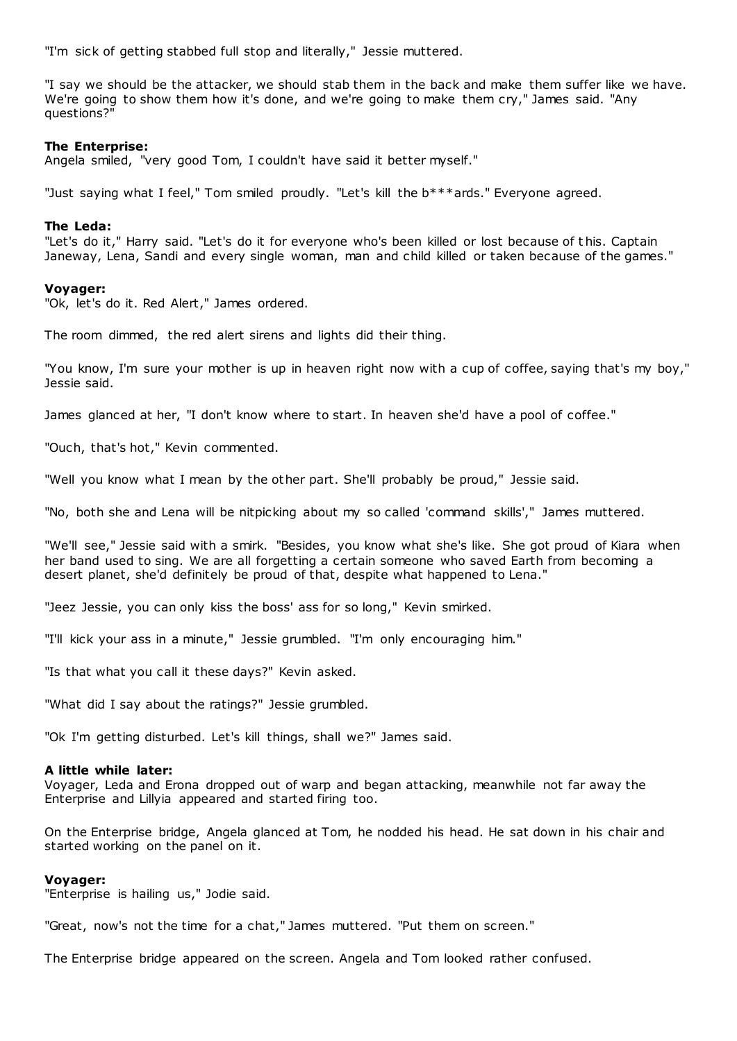"I'm sick of getting stabbed full stop and literally," Jessie muttered.

"I say we should be the attacker, we should stab them in the back and make them suffer like we have. We're going to show them how it's done, and we're going to make them cry," James said. "Any questions?"

**The Enterprise:**
Angela smiled, "very good Tom, I couldn't have said it better myself."

"Just saying what I feel," Tom smiled proudly. "Let's kill the b***ards." Everyone agreed.

**The Leda:**
"Let's do it," Harry said. "Let's do it for everyone who's been killed or lost because of this. Captain Janeway, Lena, Sandi and every single woman, man and child killed or taken because of the games."

**Voyager:**
"Ok, let's do it. Red Alert," James ordered.

The room dimmed, the red alert sirens and lights did their thing.

"You know, I'm sure your mother is up in heaven right now with a cup of coffee, saying that's my boy," Jessie said.

James glanced at her, "I don't know where to start. In heaven she'd have a pool of coffee."

"Ouch, that's hot," Kevin commented.

"Well you know what I mean by the other part. She'll probably be proud," Jessie said.

"No, both she and Lena will be nitpicking about my so called 'command skills'," James muttered.

"We'll see," Jessie said with a smirk. "Besides, you know what she's like. She got proud of Kiara when her band used to sing. We are all forgetting a certain someone who saved Earth from becoming a desert planet, she'd definitely be proud of that, despite what happened to Lena."

"Jeez Jessie, you can only kiss the boss' ass for so long," Kevin smirked.

"I'll kick your ass in a minute," Jessie grumbled. "I'm only encouraging him."

"Is that what you call it these days?" Kevin asked.

"What did I say about the ratings?" Jessie grumbled.

"Ok I'm getting disturbed. Let's kill things, shall we?" James said.

**A little while later:**
Voyager, Leda and Erona dropped out of warp and began attacking, meanwhile not far away the Enterprise and Lillyia appeared and started firing too.

On the Enterprise bridge, Angela glanced at Tom, he nodded his head. He sat down in his chair and started working on the panel on it.

**Voyager:**
"Enterprise is hailing us," Jodie said.

"Great, now's not the time for a chat," James muttered. "Put them on screen."

The Enterprise bridge appeared on the screen. Angela and Tom looked rather confused.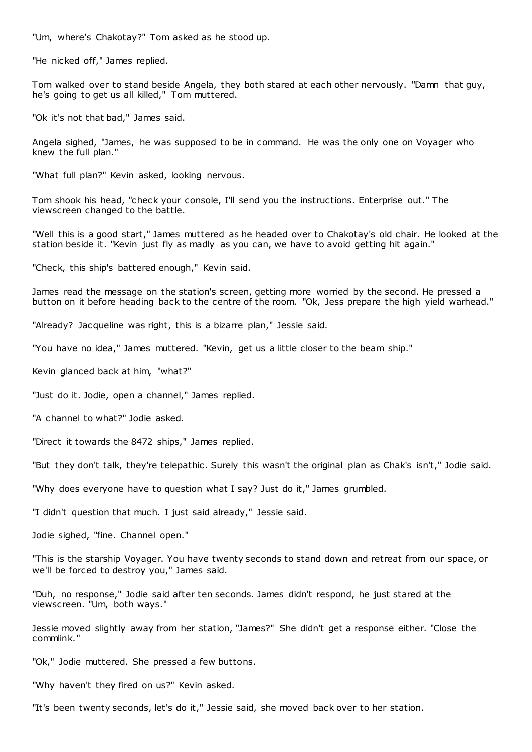"Um, where's Chakotay?" Tom asked as he stood up.

"He nicked off," James replied.

Tom walked over to stand beside Angela, they both stared at each other nervously. "Damn that guy, he's going to get us all killed," Tom muttered.

"Ok it's not that bad," James said.

Angela sighed, "James, he was supposed to be in command. He was the only one on Voyager who knew the full plan."

"What full plan?" Kevin asked, looking nervous.

Tom shook his head, "check your console, I'll send you the instructions. Enterprise out." The viewscreen changed to the battle.

"Well this is a good start," James muttered as he headed over to Chakotay's old chair. He looked at the station beside it. "Kevin just fly as madly as you can, we have to avoid getting hit again."

"Check, this ship's battered enough," Kevin said.

James read the message on the station's screen, getting more worried by the second. He pressed a button on it before heading back to the centre of the room. "Ok, Jess prepare the high yield warhead."

"Already? Jacqueline was right, this is a bizarre plan," Jessie said.

"You have no idea," James muttered. "Kevin, get us a little closer to the beam ship."

Kevin glanced back at him, "what?"

"Just do it. Jodie, open a channel," James replied.

"A channel to what?" Jodie asked.

"Direct it towards the 8472 ships," James replied.

"But they don't talk, they're telepathic. Surely this wasn't the original plan as Chak's isn't," Jodie said.

"Why does everyone have to question what I say? Just do it," James grumbled.

"I didn't question that much. I just said already," Jessie said.

Jodie sighed, "fine. Channel open."

"This is the starship Voyager. You have twenty seconds to stand down and retreat from our space, or we'll be forced to destroy you," James said.

"Duh, no response," Jodie said after ten seconds. James didn't respond, he just stared at the viewscreen. "Um, both ways."

Jessie moved slightly away from her station, "James?" She didn't get a response either. "Close the commlink."

"Ok," Jodie muttered. She pressed a few buttons.

"Why haven't they fired on us?" Kevin asked.

"It's been twenty seconds, let's do it," Jessie said, she moved back over to her station.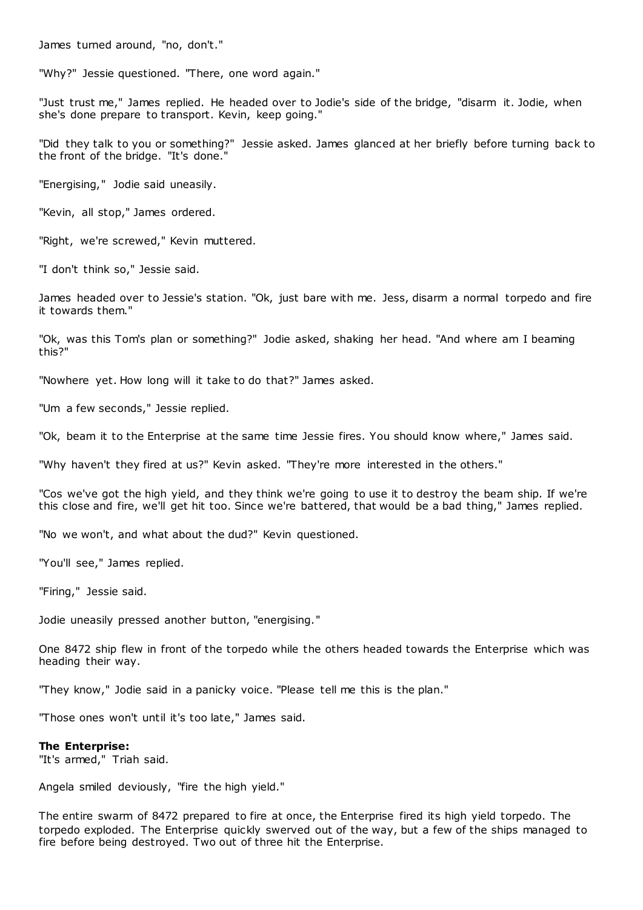James turned around, "no, don't."

"Why?" Jessie questioned. "There, one word again."

"Just trust me," James replied. He headed over to Jodie's side of the bridge, "disarm it. Jodie, when she's done prepare to transport. Kevin, keep going."

"Did they talk to you or something?" Jessie asked. James glanced at her briefly before turning back to the front of the bridge. "It's done."

"Energising," Jodie said uneasily.

"Kevin, all stop," James ordered.

"Right, we're screwed," Kevin muttered.

"I don't think so," Jessie said.

James headed over to Jessie's station. "Ok, just bare with me. Jess, disarm a normal torpedo and fire it towards them."

"Ok, was this Tom's plan or something?" Jodie asked, shaking her head. "And where am I beaming this?"

"Nowhere yet. How long will it take to do that?" James asked.

"Um a few seconds," Jessie replied.

"Ok, beam it to the Enterprise at the same time Jessie fires. You should know where," James said.

"Why haven't they fired at us?" Kevin asked. "They're more interested in the others."

"Cos we've got the high yield, and they think we're going to use it to destroy the beam ship. If we're this close and fire, we'll get hit too. Since we're battered, that would be a bad thing," James replied.

"No we won't, and what about the dud?" Kevin questioned.

"You'll see," James replied.

"Firing," Jessie said.

Jodie uneasily pressed another button, "energising."

One 8472 ship flew in front of the torpedo while the others headed towards the Enterprise which was heading their way.

"They know," Jodie said in a panicky voice. "Please tell me this is the plan."

"Those ones won't until it's too late," James said.

**The Enterprise:**
"It's armed," Triah said.

Angela smiled deviously, "fire the high yield."

The entire swarm of 8472 prepared to fire at once, the Enterprise fired its high yield torpedo. The torpedo exploded. The Enterprise quickly swerved out of the way, but a few of the ships managed to fire before being destroyed. Two out of three hit the Enterprise.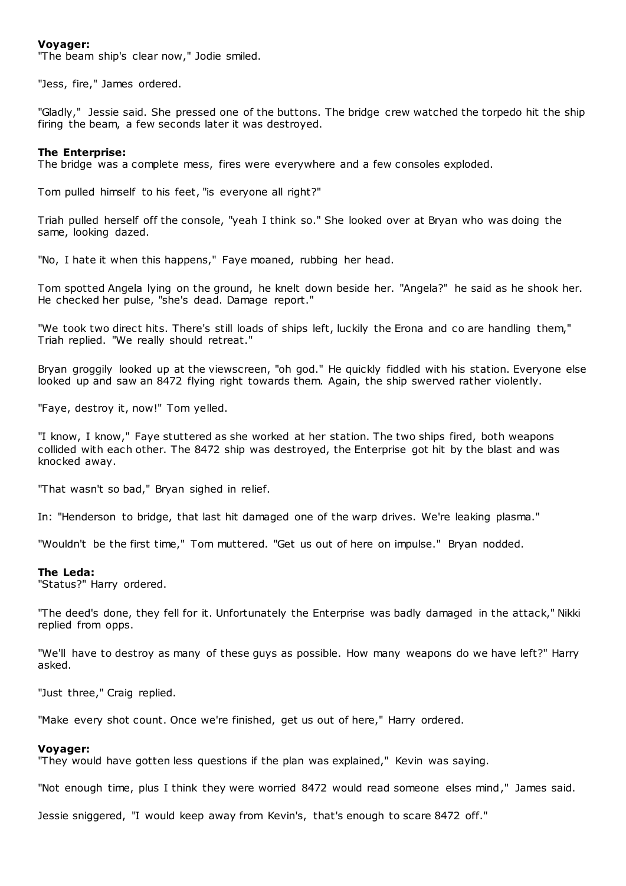**Voyager:**

"The beam ship's clear now," Jodie smiled.

"Jess, fire," James ordered.

"Gladly," Jessie said. She pressed one of the buttons. The bridge crew watched the torpedo hit the ship firing the beam, a few seconds later it was destroyed.

**The Enterprise:**

The bridge was a complete mess, fires were everywhere and a few consoles exploded.

Tom pulled himself to his feet, "is everyone all right?"

Triah pulled herself off the console, "yeah I think so." She looked over at Bryan who was doing the same, looking dazed.

"No, I hate it when this happens," Faye moaned, rubbing her head.

Tom spotted Angela lying on the ground, he knelt down beside her. "Angela?" he said as he shook her. He checked her pulse, "she's dead. Damage report."

"We took two direct hits. There's still loads of ships left, luckily the Erona and co are handling them," Triah replied. "We really should retreat."

Bryan groggily looked up at the viewscreen, "oh god." He quickly fiddled with his station. Everyone else looked up and saw an 8472 flying right towards them. Again, the ship swerved rather violently.

"Faye, destroy it, now!" Tom yelled.

"I know, I know," Faye stuttered as she worked at her station. The two ships fired, both weapons collided with each other. The 8472 ship was destroyed, the Enterprise got hit by the blast and was knocked away.

"That wasn't so bad," Bryan sighed in relief.

In: "Henderson to bridge, that last hit damaged one of the warp drives. We're leaking plasma."

"Wouldn't be the first time," Tom muttered. "Get us out of here on impulse." Bryan nodded.

**The Leda:**

"Status?" Harry ordered.

"The deed's done, they fell for it. Unfortunately the Enterprise was badly damaged in the attack," Nikki replied from opps.

"We'll have to destroy as many of these guys as possible. How many weapons do we have left?" Harry asked.

"Just three," Craig replied.

"Make every shot count. Once we're finished, get us out of here," Harry ordered.

**Voyager:**

"They would have gotten less questions if the plan was explained," Kevin was saying.

"Not enough time, plus I think they were worried 8472 would read someone elses mind," James said.

Jessie sniggered, "I would keep away from Kevin's, that's enough to scare 8472 off."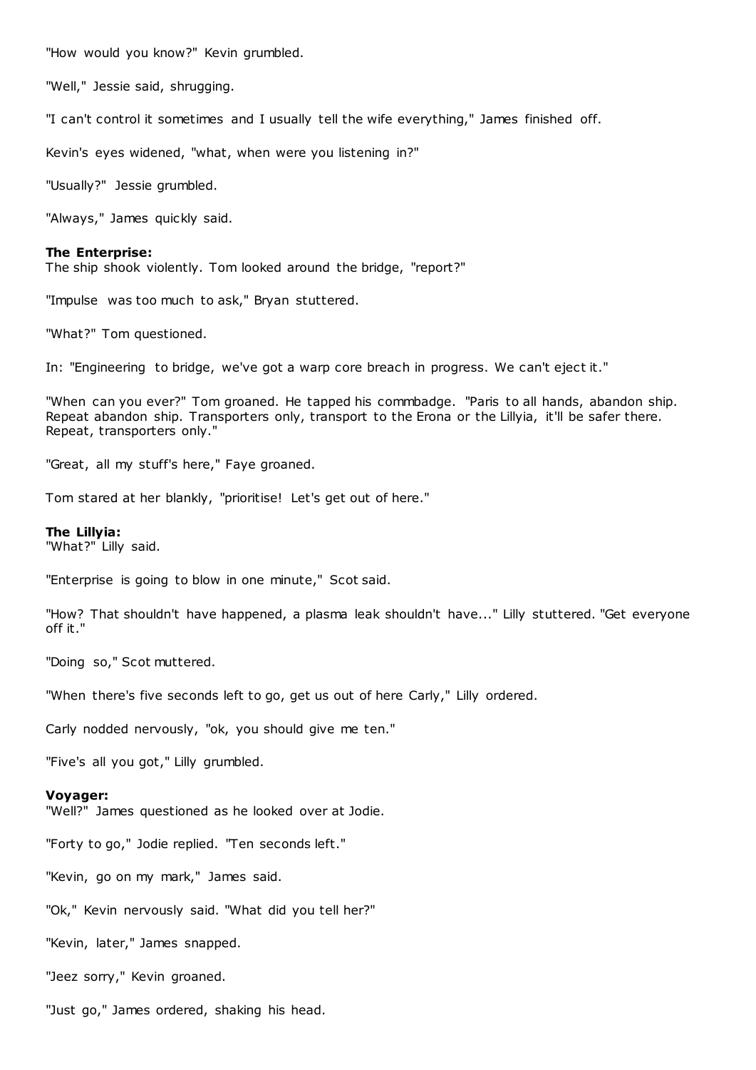"How would you know?" Kevin grumbled.

"Well," Jessie said, shrugging.

"I can't control it sometimes and I usually tell the wife everything," James finished off.

Kevin's eyes widened, "what, when were you listening in?"

"Usually?" Jessie grumbled.

"Always," James quickly said.

**The Enterprise:**
The ship shook violently. Tom looked around the bridge, "report?"

"Impulse was too much to ask," Bryan stuttered.

"What?" Tom questioned.

In: "Engineering to bridge, we've got a warp core breach in progress. We can't eject it."

"When can you ever?" Tom groaned. He tapped his commbadge. "Paris to all hands, abandon ship. Repeat abandon ship. Transporters only, transport to the Erona or the Lillyia, it'll be safer there. Repeat, transporters only."

"Great, all my stuff's here," Faye groaned.

Tom stared at her blankly, "prioritise! Let's get out of here."

**The Lillyia:**
"What?" Lilly said.

"Enterprise is going to blow in one minute," Scot said.

"How? That shouldn't have happened, a plasma leak shouldn't have..." Lilly stuttered. "Get everyone off it."

"Doing so," Scot muttered.

"When there's five seconds left to go, get us out of here Carly," Lilly ordered.

Carly nodded nervously, "ok, you should give me ten."

"Five's all you got," Lilly grumbled.

**Voyager:**
"Well?" James questioned as he looked over at Jodie.

"Forty to go," Jodie replied. "Ten seconds left."

"Kevin, go on my mark," James said.

"Ok," Kevin nervously said. "What did you tell her?"

"Kevin, later," James snapped.

"Jeez sorry," Kevin groaned.

"Just go," James ordered, shaking his head.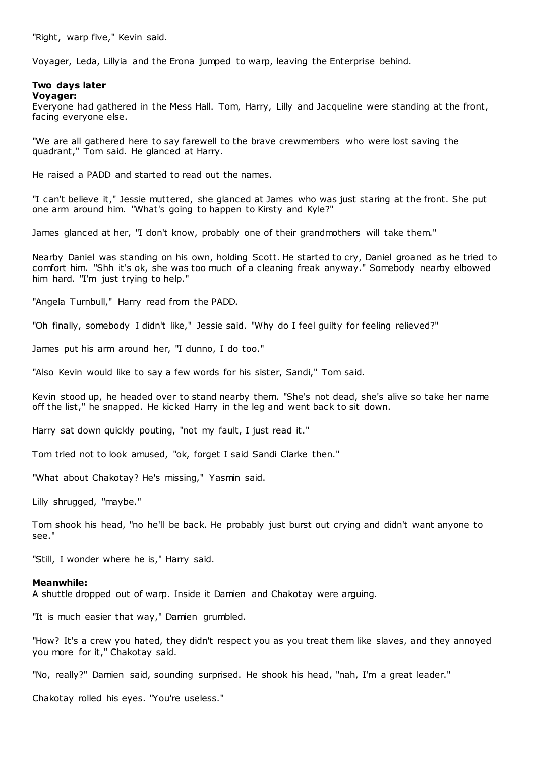"Right, warp five," Kevin said.

Voyager, Leda, Lillyia and the Erona jumped to warp, leaving the Enterprise behind.

**Two days later**
**Voyager:**
Everyone had gathered in the Mess Hall. Tom, Harry, Lilly and Jacqueline were standing at the front, facing everyone else.

"We are all gathered here to say farewell to the brave crewmembers who were lost saving the quadrant," Tom said. He glanced at Harry.

He raised a PADD and started to read out the names.

"I can't believe it," Jessie muttered, she glanced at James who was just staring at the front. She put one arm around him. "What's going to happen to Kirsty and Kyle?"

James glanced at her, "I don't know, probably one of their grandmothers will take them."

Nearby Daniel was standing on his own, holding Scott. He started to cry, Daniel groaned as he tried to comfort him. "Shh it's ok, she was too much of a cleaning freak anyway." Somebody nearby elbowed him hard. "I'm just trying to help."

"Angela Turnbull," Harry read from the PADD.

"Oh finally, somebody I didn't like," Jessie said. "Why do I feel guilty for feeling relieved?"

James put his arm around her, "I dunno, I do too."

"Also Kevin would like to say a few words for his sister, Sandi," Tom said.

Kevin stood up, he headed over to stand nearby them. "She's not dead, she's alive so take her name off the list," he snapped. He kicked Harry in the leg and went back to sit down.

Harry sat down quickly pouting, "not my fault, I just read it."

Tom tried not to look amused, "ok, forget I said Sandi Clarke then."

"What about Chakotay? He's missing," Yasmin said.

Lilly shrugged, "maybe."

Tom shook his head, "no he'll be back. He probably just burst out crying and didn't want anyone to see."

"Still, I wonder where he is," Harry said.

**Meanwhile:**
A shuttle dropped out of warp. Inside it Damien and Chakotay were arguing.

"It is much easier that way," Damien grumbled.

"How? It's a crew you hated, they didn't respect you as you treat them like slaves, and they annoyed you more for it," Chakotay said.

"No, really?" Damien said, sounding surprised. He shook his head, "nah, I'm a great leader."

Chakotay rolled his eyes. "You're useless."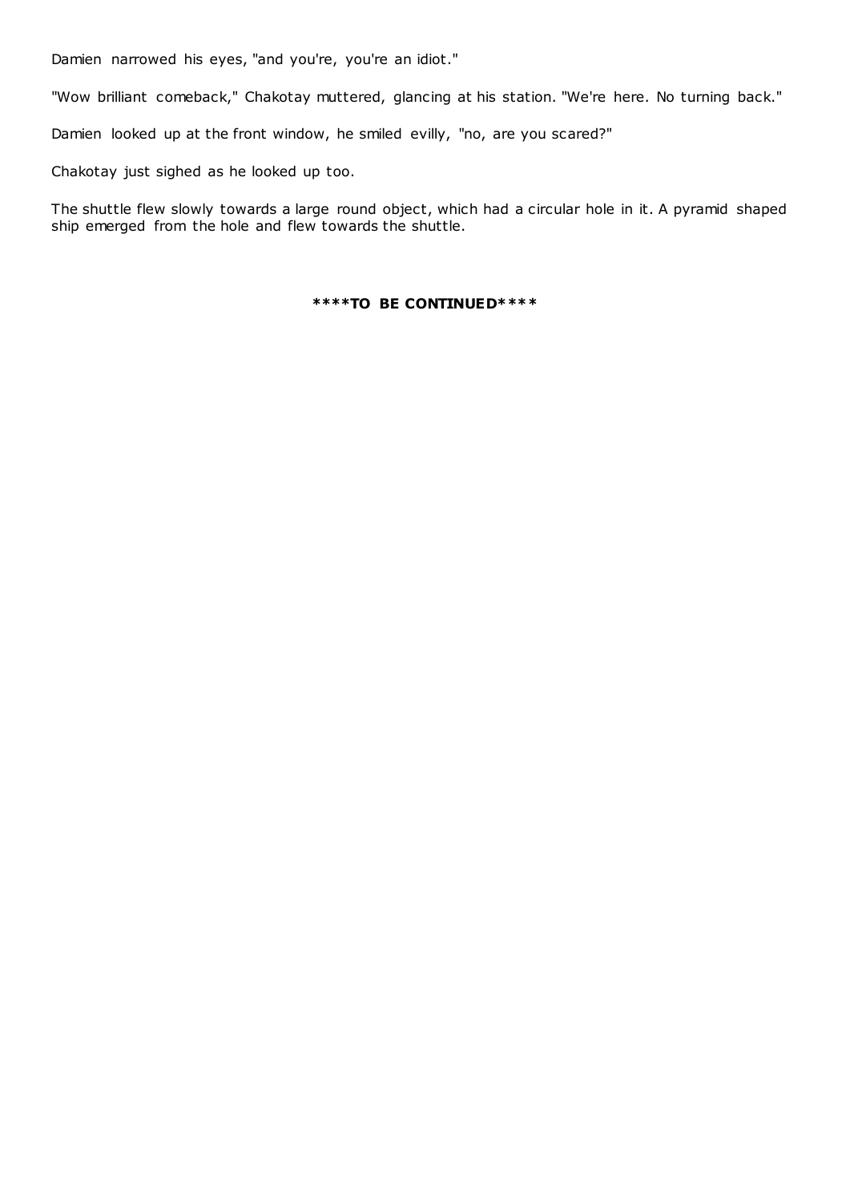Damien narrowed his eyes, "and you're, you're an idiot."

"Wow brilliant comeback," Chakotay muttered, glancing at his station. "We're here. No turning back."

Damien looked up at the front window, he smiled evilly, "no, are you scared?"

Chakotay just sighed as he looked up too.

The shuttle flew slowly towards a large round object, which had a circular hole in it. A pyramid shaped ship emerged from the hole and flew towards the shuttle.

**\*\*\*\*TO BE CONTINUED\*\*\*\***